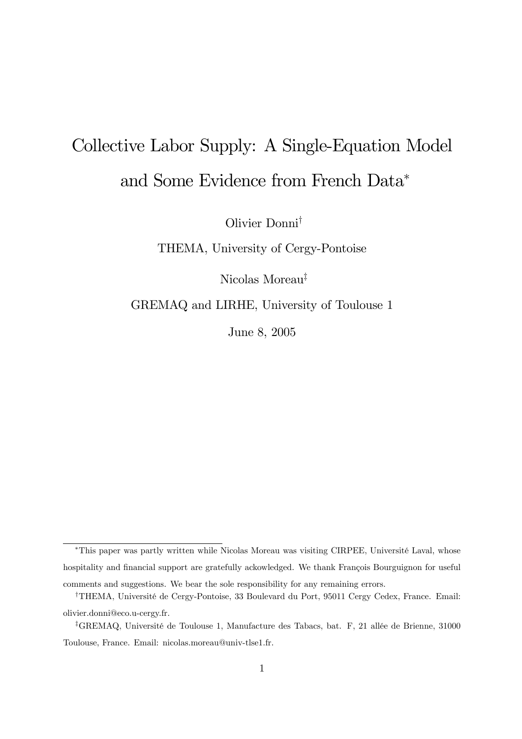# Collective Labor Supply: A Single-Equation Model and Some Evidence from French Data[*]

Olivier Donni[†]

THEMA, University of Cergy-Pontoise

Nicolas Moreau[‡]

GREMAQ and LIRHE, University of Toulouse 1

June 8, 2005

---

[*] This paper was partly written while Nicolas Moreau was visiting CIRPEE, Université Laval, whose hospitality and financial support are gratefully ackowledged. We thank François Bourguignon for useful comments and suggestions. We bear the sole responsibility for any remaining errors.

[†] THEMA, Université de Cergy-Pontoise, 33 Boulevard du Port, 95011 Cergy Cedex, France. Email: olivier.donni@eco.u-cergy.fr.

[‡] GREMAQ, Université de Toulouse 1, Manufacture des Tabacs, bat. F, 21 allée de Brienne, 31000 Toulouse, France. Email: nicolas.moreau@univ-tlse1.fr.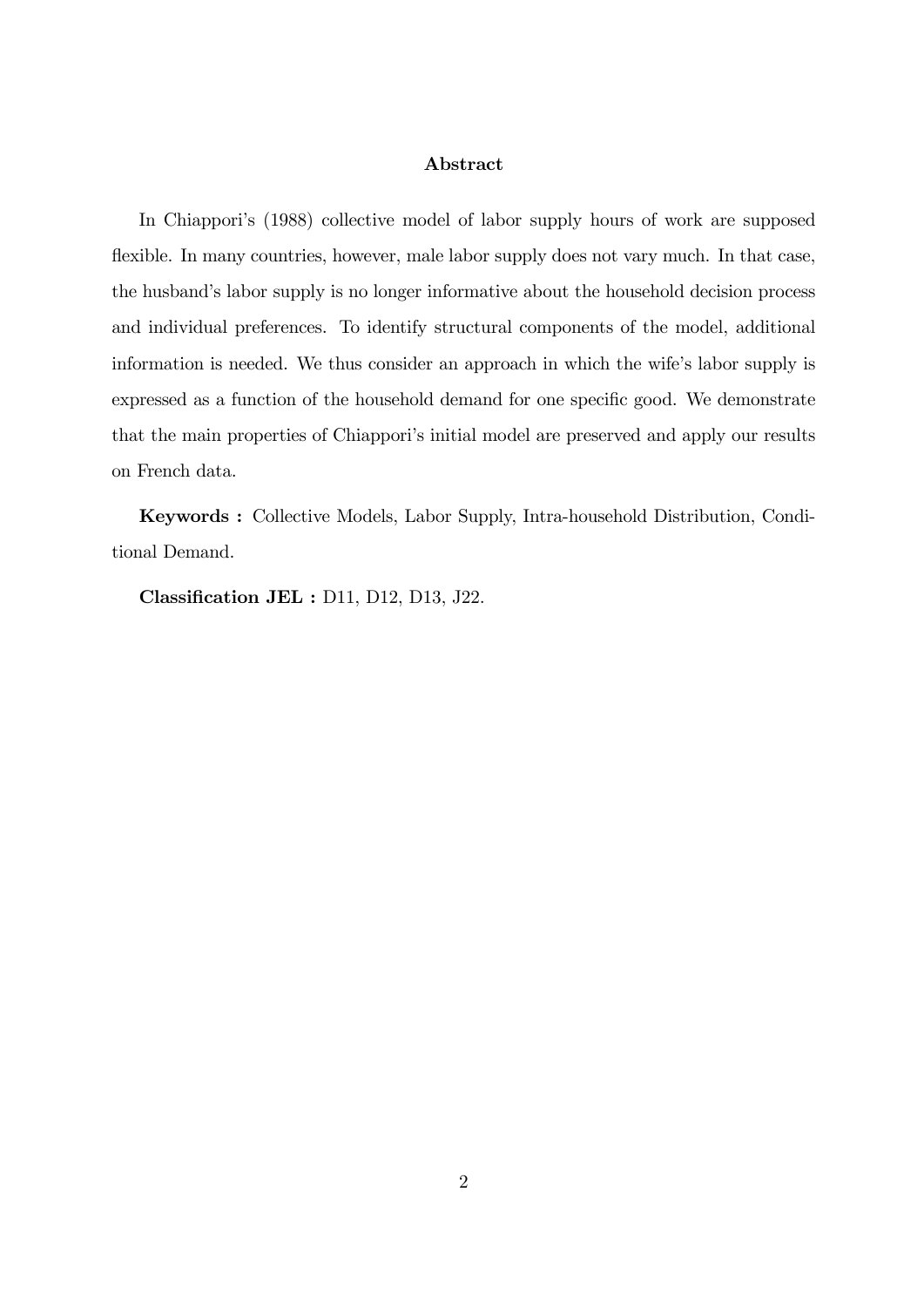### Abstract

In Chiappori's (1988) collective model of labor supply hours of work are supposed flexible. In many countries, however, male labor supply does not vary much. In that case, the husband's labor supply is no longer informative about the household decision process and individual preferences. To identify structural components of the model, additional information is needed. We thus consider an approach in which the wife's labor supply is expressed as a function of the household demand for one specific good. We demonstrate that the main properties of Chiappori's initial model are preserved and apply our results on French data.

**Keywords :** Collective Models, Labor Supply, Intra-household Distribution, Conditional Demand.

**Classification JEL :** D11, D12, D13, J22.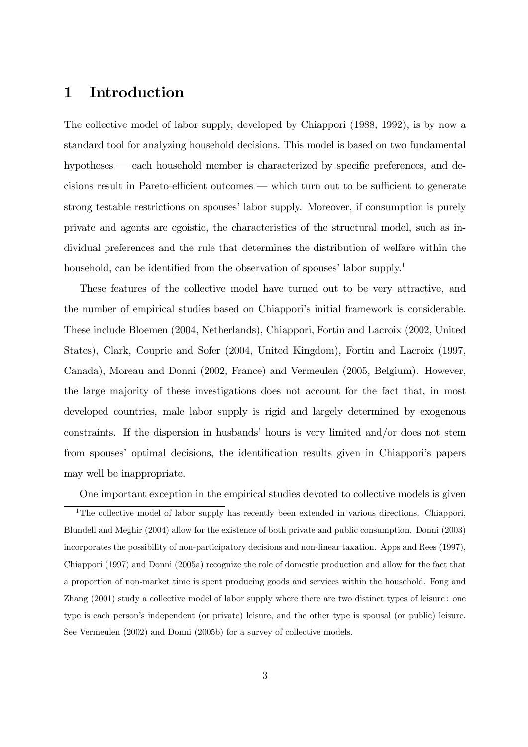# 1 Introduction

The collective model of labor supply, developed by Chiappori (1988, 1992), is by now a standard tool for analyzing household decisions. This model is based on two fundamental hypotheses — each household member is characterized by specific preferences, and decisions result in Pareto-efficient outcomes — which turn out to be sufficient to generate strong testable restrictions on spouses' labor supply. Moreover, if consumption is purely private and agents are egoistic, the characteristics of the structural model, such as individual preferences and the rule that determines the distribution of welfare within the household, can be identified from the observation of spouses' labor supply.[1]

These features of the collective model have turned out to be very attractive, and the number of empirical studies based on Chiappori's initial framework is considerable. These include Bloemen (2004, Netherlands), Chiappori, Fortin and Lacroix (2002, United States), Clark, Couprie and Sofer (2004, United Kingdom), Fortin and Lacroix (1997, Canada), Moreau and Donni (2002, France) and Vermeulen (2005, Belgium). However, the large majority of these investigations does not account for the fact that, in most developed countries, male labor supply is rigid and largely determined by exogenous constraints. If the dispersion in husbands' hours is very limited and/or does not stem from spouses' optimal decisions, the identification results given in Chiappori's papers may well be inappropriate.

One important exception in the empirical studies devoted to collective models is given

[1] The collective model of labor supply has recently been extended in various directions. Chiappori, Blundell and Meghir (2004) allow for the existence of both private and public consumption. Donni (2003) incorporates the possibility of non-participatory decisions and non-linear taxation. Apps and Rees (1997), Chiappori (1997) and Donni (2005a) recognize the role of domestic production and allow for the fact that a proportion of non-market time is spent producing goods and services within the household. Fong and Zhang (2001) study a collective model of labor supply where there are two distinct types of leisure: one type is each person's independent (or private) leisure, and the other type is spousal (or public) leisure. See Vermeulen (2002) and Donni (2005b) for a survey of collective models.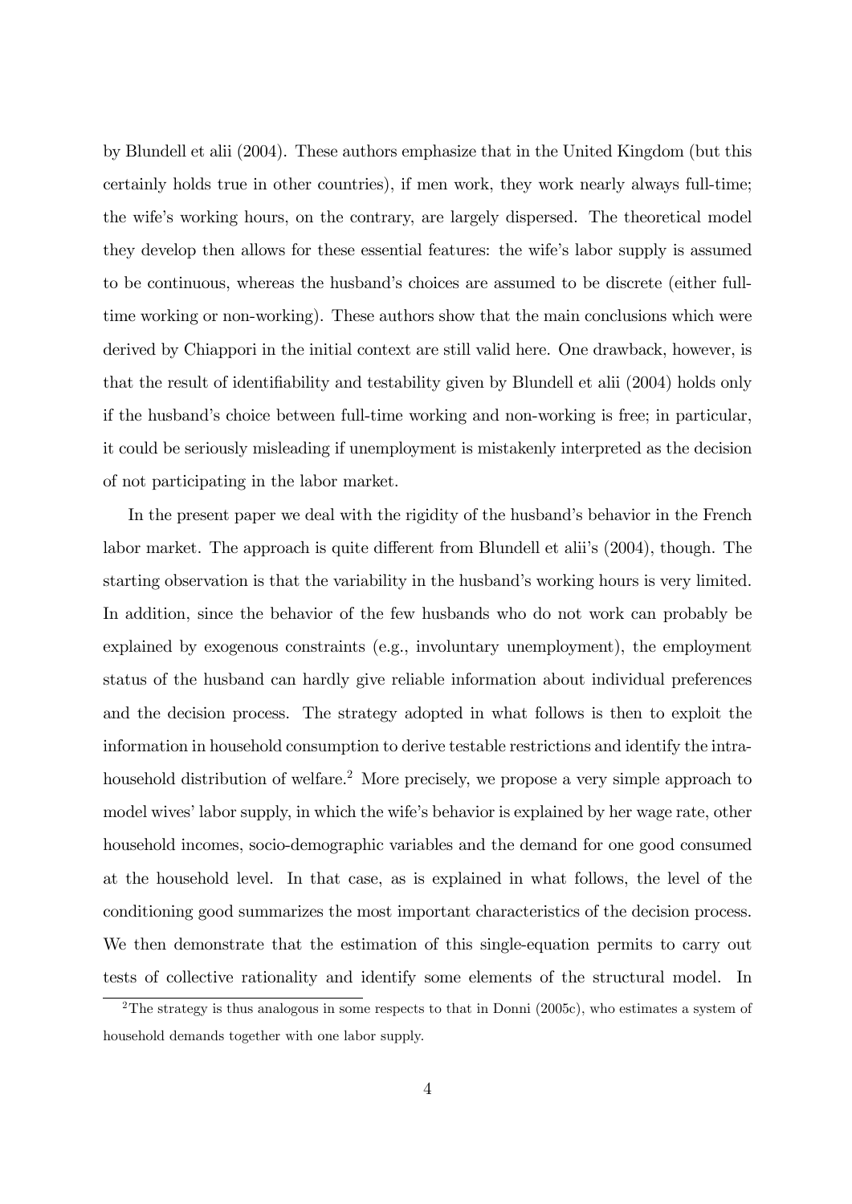by Blundell et alii (2004). These authors emphasize that in the United Kingdom (but this certainly holds true in other countries), if men work, they work nearly always full-time; the wife's working hours, on the contrary, are largely dispersed. The theoretical model they develop then allows for these essential features: the wife's labor supply is assumed to be continuous, whereas the husband's choices are assumed to be discrete (either full-time working or non-working). These authors show that the main conclusions which were derived by Chiappori in the initial context are still valid here. One drawback, however, is that the result of identifiability and testability given by Blundell et alii (2004) holds only if the husband's choice between full-time working and non-working is free; in particular, it could be seriously misleading if unemployment is mistakenly interpreted as the decision of not participating in the labor market.

In the present paper we deal with the rigidity of the husband's behavior in the French labor market. The approach is quite different from Blundell et alii's (2004), though. The starting observation is that the variability in the husband's working hours is very limited. In addition, since the behavior of the few husbands who do not work can probably be explained by exogenous constraints (e.g., involuntary unemployment), the employment status of the husband can hardly give reliable information about individual preferences and the decision process. The strategy adopted in what follows is then to exploit the information in household consumption to derive testable restrictions and identify the intra-household distribution of welfare.[2] More precisely, we propose a very simple approach to model wives' labor supply, in which the wife's behavior is explained by her wage rate, other household incomes, socio-demographic variables and the demand for one good consumed at the household level. In that case, as is explained in what follows, the level of the conditioning good summarizes the most important characteristics of the decision process. We then demonstrate that the estimation of this single-equation permits to carry out tests of collective rationality and identify some elements of the structural model. In

[2] The strategy is thus analogous in some respects to that in Donni (2005c), who estimates a system of household demands together with one labor supply.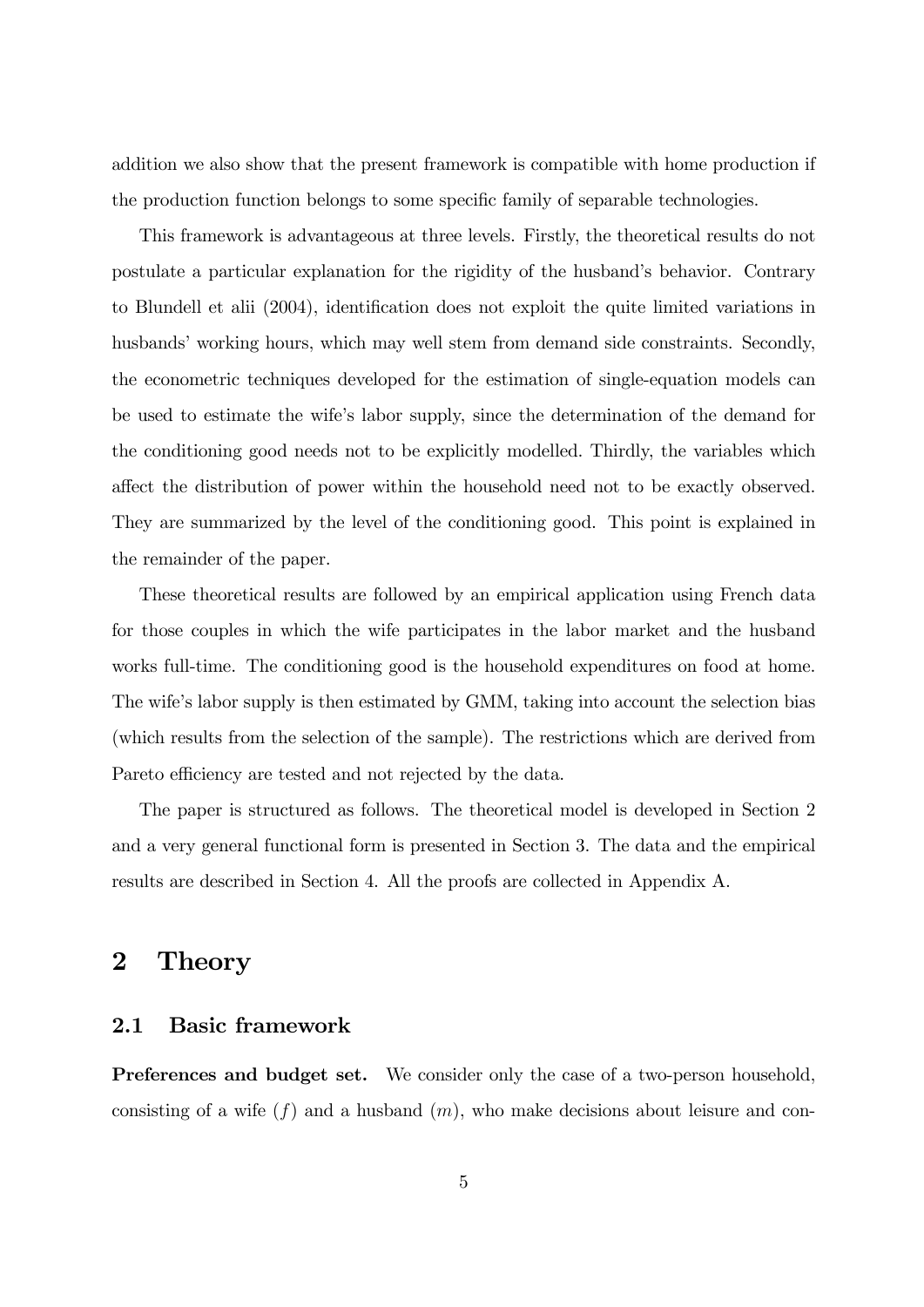addition we also show that the present framework is compatible with home production if the production function belongs to some specific family of separable technologies.

This framework is advantageous at three levels. Firstly, the theoretical results do not postulate a particular explanation for the rigidity of the husband's behavior. Contrary to Blundell et alii (2004), identification does not exploit the quite limited variations in husbands' working hours, which may well stem from demand side constraints. Secondly, the econometric techniques developed for the estimation of single-equation models can be used to estimate the wife's labor supply, since the determination of the demand for the conditioning good needs not to be explicitly modelled. Thirdly, the variables which affect the distribution of power within the household need not to be exactly observed. They are summarized by the level of the conditioning good. This point is explained in the remainder of the paper.

These theoretical results are followed by an empirical application using French data for those couples in which the wife participates in the labor market and the husband works full-time. The conditioning good is the household expenditures on food at home. The wife's labor supply is then estimated by GMM, taking into account the selection bias (which results from the selection of the sample). The restrictions which are derived from Pareto efficiency are tested and not rejected by the data.

The paper is structured as follows. The theoretical model is developed in Section 2 and a very general functional form is presented in Section 3. The data and the empirical results are described in Section 4. All the proofs are collected in Appendix A.

# 2 Theory

## 2.1 Basic framework

**Preferences and budget set.** We consider only the case of a two-person household, consisting of a wife ($f$) and a husband ($m$), who make decisions about leisure and con-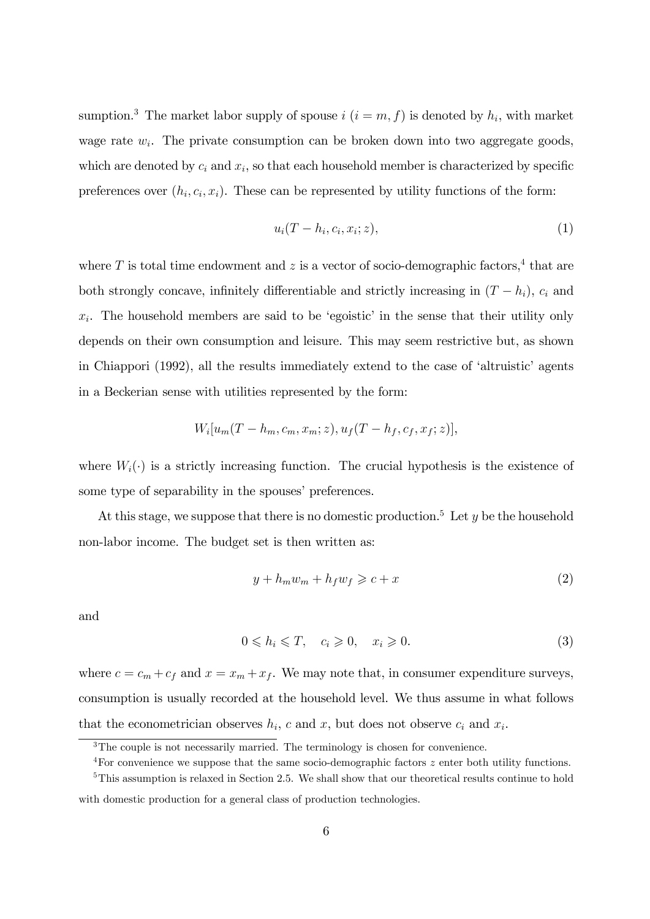sumption.[3] The market labor supply of spouse $i$ ($i = m, f$) is denoted by $h_i$, with market wage rate $w_i$. The private consumption can be broken down into two aggregate goods, which are denoted by $c_i$ and $x_i$, so that each household member is characterized by specific preferences over $(h_i, c_i, x_i)$. These can be represented by utility functions of the form:

$$u_i(T - h_i, c_i, x_i; z), \tag{1}$$

where $T$ is total time endowment and $z$ is a vector of socio-demographic factors,[4] that are both strongly concave, infinitely differentiable and strictly increasing in $(T - h_i)$, $c_i$ and $x_i$. The household members are said to be 'egoistic' in the sense that their utility only depends on their own consumption and leisure. This may seem restrictive but, as shown in Chiappori (1992), all the results immediately extend to the case of 'altruistic' agents in a Beckerian sense with utilities represented by the form:

$$W_i[u_m(T - h_m, c_m, x_m; z), u_f(T - h_f, c_f, x_f; z)],$$

where $W_i(\cdot)$ is a strictly increasing function. The crucial hypothesis is the existence of some type of separability in the spouses' preferences.

At this stage, we suppose that there is no domestic production.[5] Let $y$ be the household non-labor income. The budget set is then written as:

$$y + h_m w_m + h_f w_f \geqslant c + x \tag{2}$$

and

$$0 \leqslant h_i \leqslant T, \quad c_i \geqslant 0, \quad x_i \geqslant 0. \tag{3}$$

where $c = c_m + c_f$ and $x = x_m + x_f$. We may note that, in consumer expenditure surveys, consumption is usually recorded at the household level. We thus assume in what follows that the econometrician observes $h_i$, $c$ and $x$, but does not observe $c_i$ and $x_i$.

---

[3] The couple is not necessarily married. The terminology is chosen for convenience.

[4] For convenience we suppose that the same socio-demographic factors $z$ enter both utility functions.

[5] This assumption is relaxed in Section 2.5. We shall show that our theoretical results continue to hold with domestic production for a general class of production technologies.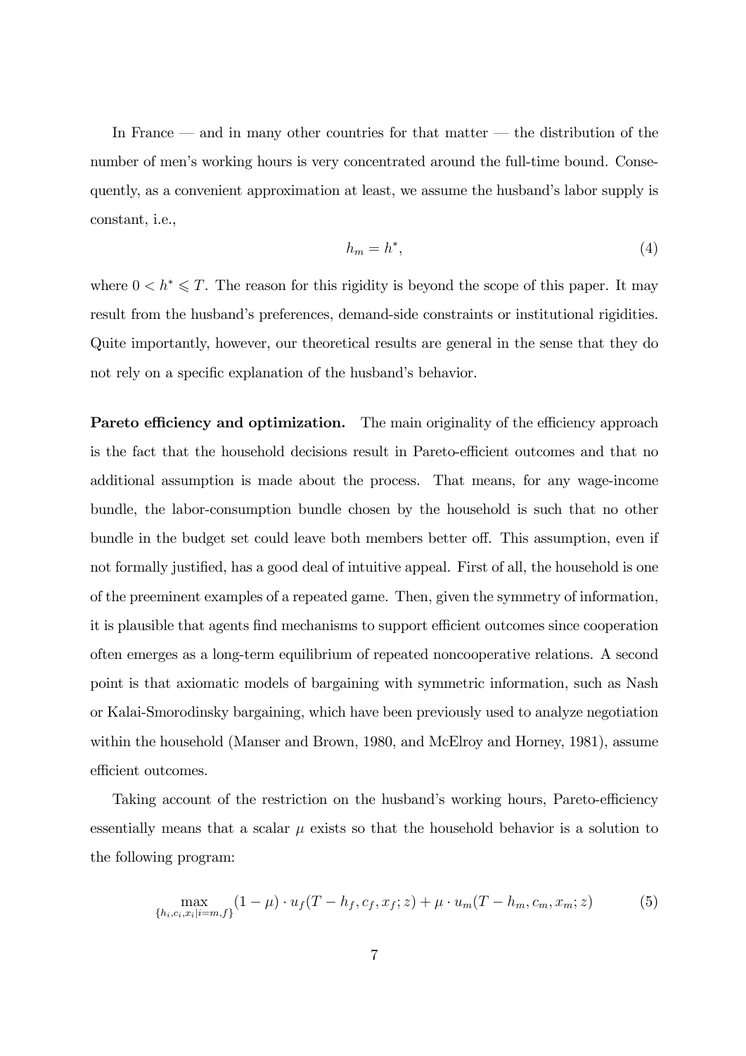In France — and in many other countries for that matter — the distribution of the number of men's working hours is very concentrated around the full-time bound. Consequently, as a convenient approximation at least, we assume the husband's labor supply is constant, i.e.,

$$h_m = h^*, \tag{4}$$

where $0 < h^* \leqslant T$. The reason for this rigidity is beyond the scope of this paper. It may result from the husband's preferences, demand-side constraints or institutional rigidities. Quite importantly, however, our theoretical results are general in the sense that they do not rely on a specific explanation of the husband's behavior.

**Pareto efficiency and optimization.** The main originality of the efficiency approach is the fact that the household decisions result in Pareto-efficient outcomes and that no additional assumption is made about the process. That means, for any wage-income bundle, the labor-consumption bundle chosen by the household is such that no other bundle in the budget set could leave both members better off. This assumption, even if not formally justified, has a good deal of intuitive appeal. First of all, the household is one of the preeminent examples of a repeated game. Then, given the symmetry of information, it is plausible that agents find mechanisms to support efficient outcomes since cooperation often emerges as a long-term equilibrium of repeated noncooperative relations. A second point is that axiomatic models of bargaining with symmetric information, such as Nash or Kalai-Smorodinsky bargaining, which have been previously used to analyze negotiation within the household (Manser and Brown, 1980, and McElroy and Horney, 1981), assume efficient outcomes.

Taking account of the restriction on the husband's working hours, Pareto-efficiency essentially means that a scalar $\mu$ exists so that the household behavior is a solution to the following program:

$$\max_{\{h_i, c_i, x_i | i=m,f\}} (1-\mu) \cdot u_f(T - h_f, c_f, x_f; z) + \mu \cdot u_m(T - h_m, c_m, x_m; z) \tag{5}$$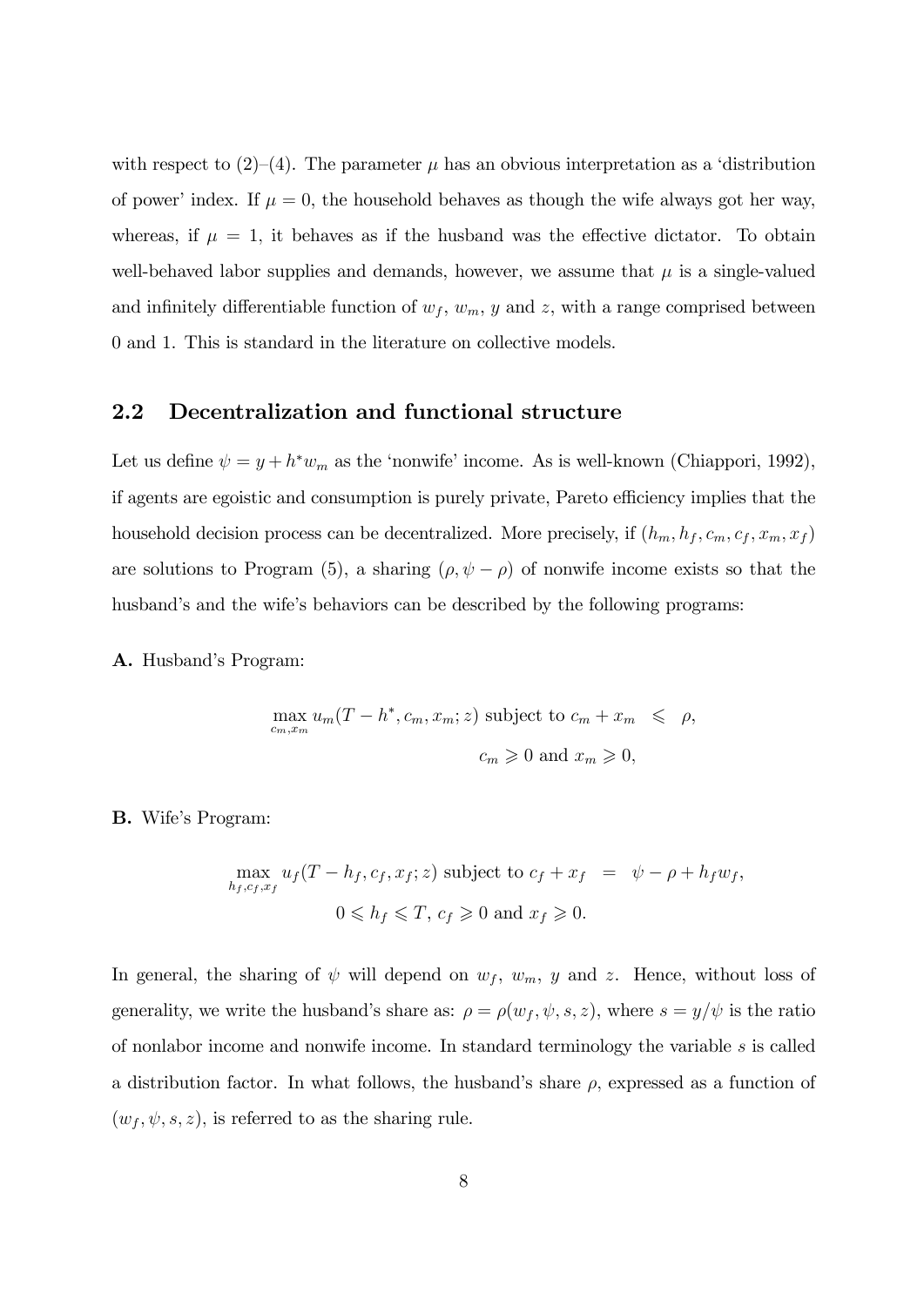with respect to (2)–(4). The parameter $\mu$ has an obvious interpretation as a 'distribution of power' index. If $\mu = 0$, the household behaves as though the wife always got her way, whereas, if $\mu = 1$, it behaves as if the husband was the effective dictator. To obtain well-behaved labor supplies and demands, however, we assume that $\mu$ is a single-valued and infinitely differentiable function of $w_f$, $w_m$, $y$ and $z$, with a range comprised between 0 and 1. This is standard in the literature on collective models.

## 2.2 Decentralization and functional structure

Let us define $\psi = y + h^* w_m$ as the 'nonwife' income. As is well-known (Chiappori, 1992), if agents are egoistic and consumption is purely private, Pareto efficiency implies that the household decision process can be decentralized. More precisely, if $(h_m, h_f, c_m, c_f, x_m, x_f)$ are solutions to Program (5), a sharing $(\rho, \psi - \rho)$ of nonwife income exists so that the husband's and the wife's behaviors can be described by the following programs:

**A.** Husband's Program:

$$\max_{c_m, x_m} u_m(T - h^*, c_m, x_m; z) \text{ subject to } c_m + x_m \leqslant \rho,$$
$$c_m \geqslant 0 \text{ and } x_m \geqslant 0,$$

**B.** Wife's Program:

$$\max_{h_f, c_f, x_f} u_f(T - h_f, c_f, x_f; z) \text{ subject to } c_f + x_f = \psi - \rho + h_f w_f,$$
$$0 \leqslant h_f \leqslant T,\ c_f \geqslant 0 \text{ and } x_f \geqslant 0.$$

In general, the sharing of $\psi$ will depend on $w_f$, $w_m$, $y$ and $z$. Hence, without loss of generality, we write the husband's share as: $\rho = \rho(w_f, \psi, s, z)$, where $s = y/\psi$ is the ratio of nonlabor income and nonwife income. In standard terminology the variable $s$ is called a distribution factor. In what follows, the husband's share $\rho$, expressed as a function of $(w_f, \psi, s, z)$, is referred to as the sharing rule.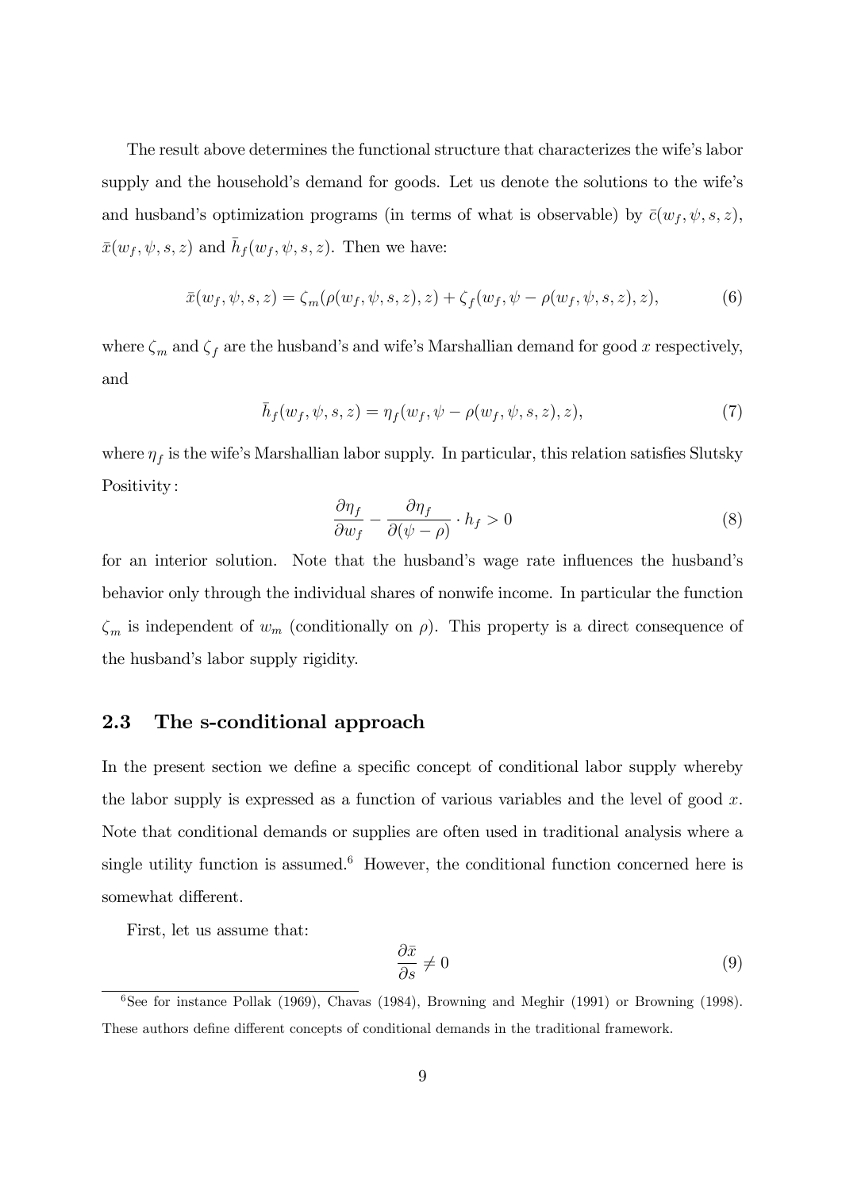The result above determines the functional structure that characterizes the wife's labor supply and the household's demand for goods. Let us denote the solutions to the wife's and husband's optimization programs (in terms of what is observable) by $\bar{c}(w_f, \psi, s, z)$, $\bar{x}(w_f, \psi, s, z)$ and $\bar{h}_f(w_f, \psi, s, z)$. Then we have:

$$\bar{x}(w_f, \psi, s, z) = \zeta_m(\rho(w_f, \psi, s, z), z) + \zeta_f(w_f, \psi - \rho(w_f, \psi, s, z), z), \tag{6}$$

where $\zeta_m$ and $\zeta_f$ are the husband's and wife's Marshallian demand for good $x$ respectively, and

$$\bar{h}_f(w_f, \psi, s, z) = \eta_f(w_f, \psi - \rho(w_f, \psi, s, z), z), \tag{7}$$

where $\eta_f$ is the wife's Marshallian labor supply. In particular, this relation satisfies Slutsky Positivity :

$$\frac{\partial \eta_f}{\partial w_f} - \frac{\partial \eta_f}{\partial(\psi - \rho)} \cdot h_f > 0 \tag{8}$$

for an interior solution. Note that the husband's wage rate influences the husband's behavior only through the individual shares of nonwife income. In particular the function $\zeta_m$ is independent of $w_m$ (conditionally on $\rho$). This property is a direct consequence of the husband's labor supply rigidity.

## 2.3 The s-conditional approach

In the present section we define a specific concept of conditional labor supply whereby the labor supply is expressed as a function of various variables and the level of good $x$. Note that conditional demands or supplies are often used in traditional analysis where a single utility function is assumed.[6] However, the conditional function concerned here is somewhat different.

First, let us assume that:

$$\frac{\partial \bar{x}}{\partial s} \neq 0 \tag{9}$$

[6] See for instance Pollak (1969), Chavas (1984), Browning and Meghir (1991) or Browning (1998). These authors define different concepts of conditional demands in the traditional framework.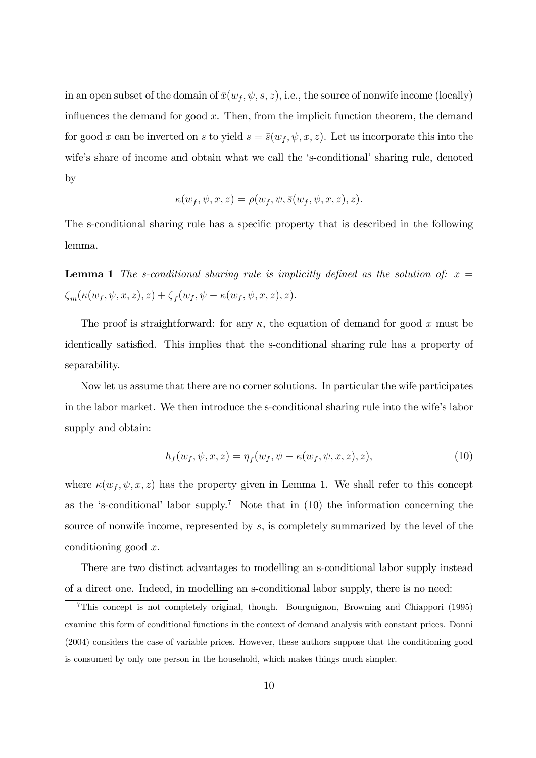in an open subset of the domain of $\bar{x}(w_f, \psi, s, z)$, i.e., the source of nonwife income (locally) influences the demand for good $x$. Then, from the implicit function theorem, the demand for good $x$ can be inverted on $s$ to yield $s = \bar{s}(w_f, \psi, x, z)$. Let us incorporate this into the wife's share of income and obtain what we call the 's-conditional' sharing rule, denoted by

$$\kappa(w_f, \psi, x, z) = \rho(w_f, \psi, \bar{s}(w_f, \psi, x, z), z).$$

The s-conditional sharing rule has a specific property that is described in the following lemma.

**Lemma 1** *The s-conditional sharing rule is implicitly defined as the solution of:* $x = \zeta_m(\kappa(w_f, \psi, x, z), z) + \zeta_f(w_f, \psi - \kappa(w_f, \psi, x, z), z)$.

The proof is straightforward: for any $\kappa$, the equation of demand for good $x$ must be identically satisfied. This implies that the s-conditional sharing rule has a property of separability.

Now let us assume that there are no corner solutions. In particular the wife participates in the labor market. We then introduce the s-conditional sharing rule into the wife's labor supply and obtain:

$$h_f(w_f, \psi, x, z) = \eta_f(w_f, \psi - \kappa(w_f, \psi, x, z), z), \tag{10}$$

where $\kappa(w_f, \psi, x, z)$ has the property given in Lemma 1. We shall refer to this concept as the 's-conditional' labor supply.[7] Note that in (10) the information concerning the source of nonwife income, represented by $s$, is completely summarized by the level of the conditioning good $x$.

There are two distinct advantages to modelling an s-conditional labor supply instead of a direct one. Indeed, in modelling an s-conditional labor supply, there is no need:

[7] This concept is not completely original, though. Bourguignon, Browning and Chiappori (1995) examine this form of conditional functions in the context of demand analysis with constant prices. Donni (2004) considers the case of variable prices. However, these authors suppose that the conditioning good is consumed by only one person in the household, which makes things much simpler.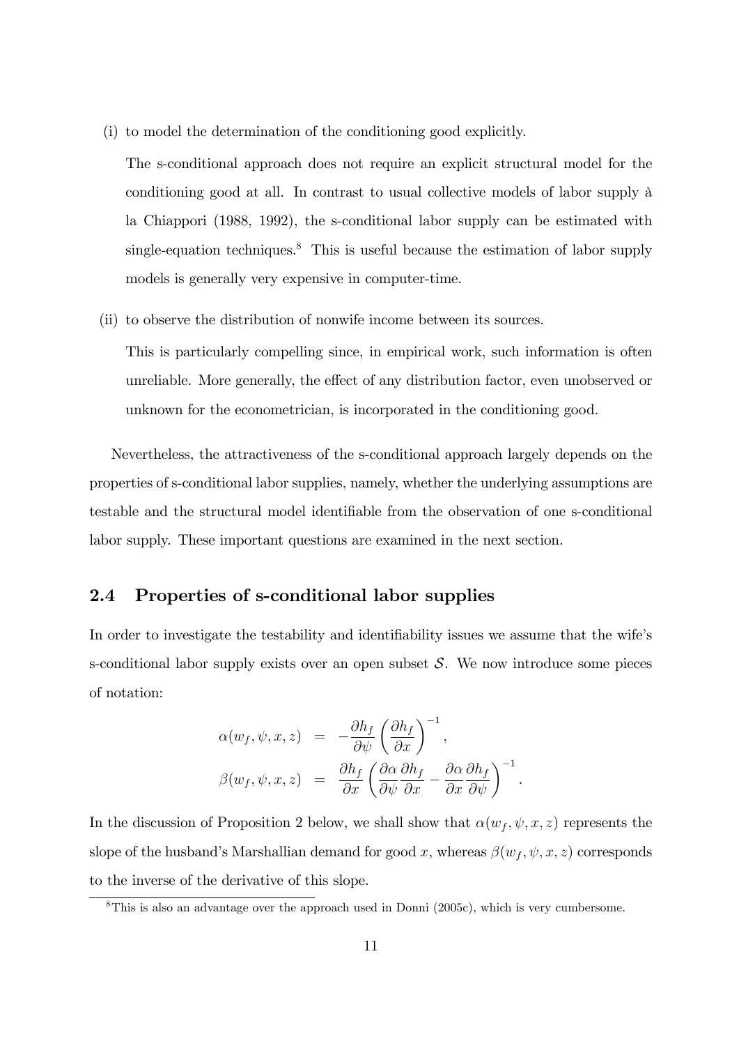(i) to model the determination of the conditioning good explicitly.

   The s-conditional approach does not require an explicit structural model for the conditioning good at all. In contrast to usual collective models of labor supply à la Chiappori (1988, 1992), the s-conditional labor supply can be estimated with single-equation techniques.[8] This is useful because the estimation of labor supply models is generally very expensive in computer-time.

(ii) to observe the distribution of nonwife income between its sources.

   This is particularly compelling since, in empirical work, such information is often unreliable. More generally, the effect of any distribution factor, even unobserved or unknown for the econometrician, is incorporated in the conditioning good.

Nevertheless, the attractiveness of the s-conditional approach largely depends on the properties of s-conditional labor supplies, namely, whether the underlying assumptions are testable and the structural model identifiable from the observation of one s-conditional labor supply. These important questions are examined in the next section.

## 2.4 Properties of s-conditional labor supplies

In order to investigate the testability and identifiability issues we assume that the wife's s-conditional labor supply exists over an open subset $\mathcal{S}$. We now introduce some pieces of notation:

$$
\begin{aligned}
\alpha(w_f, \psi, x, z) &= -\frac{\partial h_f}{\partial \psi}\left(\frac{\partial h_f}{\partial x}\right)^{-1}, \\
\beta(w_f, \psi, x, z) &= \frac{\partial h_f}{\partial x}\left(\frac{\partial \alpha}{\partial \psi}\frac{\partial h_f}{\partial x} - \frac{\partial \alpha}{\partial x}\frac{\partial h_f}{\partial \psi}\right)^{-1}.
\end{aligned}
$$

In the discussion of Proposition 2 below, we shall show that $\alpha(w_f, \psi, x, z)$ represents the slope of the husband's Marshallian demand for good $x$, whereas $\beta(w_f, \psi, x, z)$ corresponds to the inverse of the derivative of this slope.

[8] This is also an advantage over the approach used in Donni (2005c), which is very cumbersome.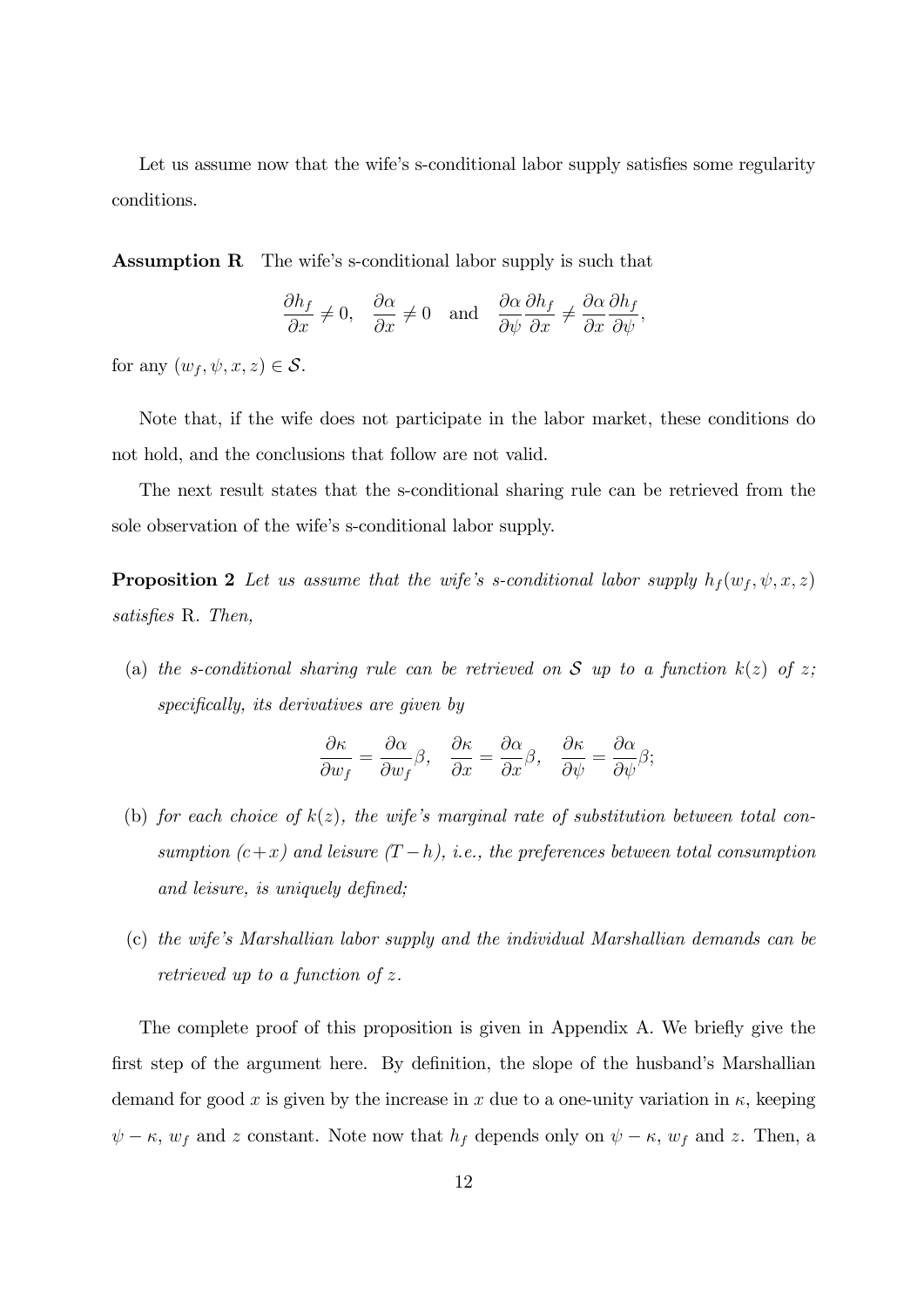Let us assume now that the wife's s-conditional labor supply satisfies some regularity conditions.

**Assumption R** The wife's s-conditional labor supply is such that

$$\frac{\partial h_f}{\partial x} \neq 0, \quad \frac{\partial \alpha}{\partial x} \neq 0 \quad \text{and} \quad \frac{\partial \alpha}{\partial \psi}\frac{\partial h_f}{\partial x} \neq \frac{\partial \alpha}{\partial x}\frac{\partial h_f}{\partial \psi},$$

for any $(w_f, \psi, x, z) \in \mathcal{S}$.

Note that, if the wife does not participate in the labor market, these conditions do not hold, and the conclusions that follow are not valid.

The next result states that the s-conditional sharing rule can be retrieved from the sole observation of the wife's s-conditional labor supply.

**Proposition 2** *Let us assume that the wife's s-conditional labor supply $h_f(w_f, \psi, x, z)$ satisfies* R. *Then,*

(a) *the s-conditional sharing rule can be retrieved on $\mathcal{S}$ up to a function $k(z)$ of $z$; specifically, its derivatives are given by*

$$\frac{\partial \kappa}{\partial w_f} = \frac{\partial \alpha}{\partial w_f}\beta, \quad \frac{\partial \kappa}{\partial x} = \frac{\partial \alpha}{\partial x}\beta, \quad \frac{\partial \kappa}{\partial \psi} = \frac{\partial \alpha}{\partial \psi}\beta;$$

(b) *for each choice of $k(z)$, the wife's marginal rate of substitution between total consumption $(c+x)$ and leisure $(T-h)$, i.e., the preferences between total consumption and leisure, is uniquely defined;*

(c) *the wife's Marshallian labor supply and the individual Marshallian demands can be retrieved up to a function of $z$.*

The complete proof of this proposition is given in Appendix A. We briefly give the first step of the argument here. By definition, the slope of the husband's Marshallian demand for good $x$ is given by the increase in $x$ due to a one-unity variation in $\kappa$, keeping $\psi - \kappa$, $w_f$ and $z$ constant. Note now that $h_f$ depends only on $\psi - \kappa$, $w_f$ and $z$. Then, a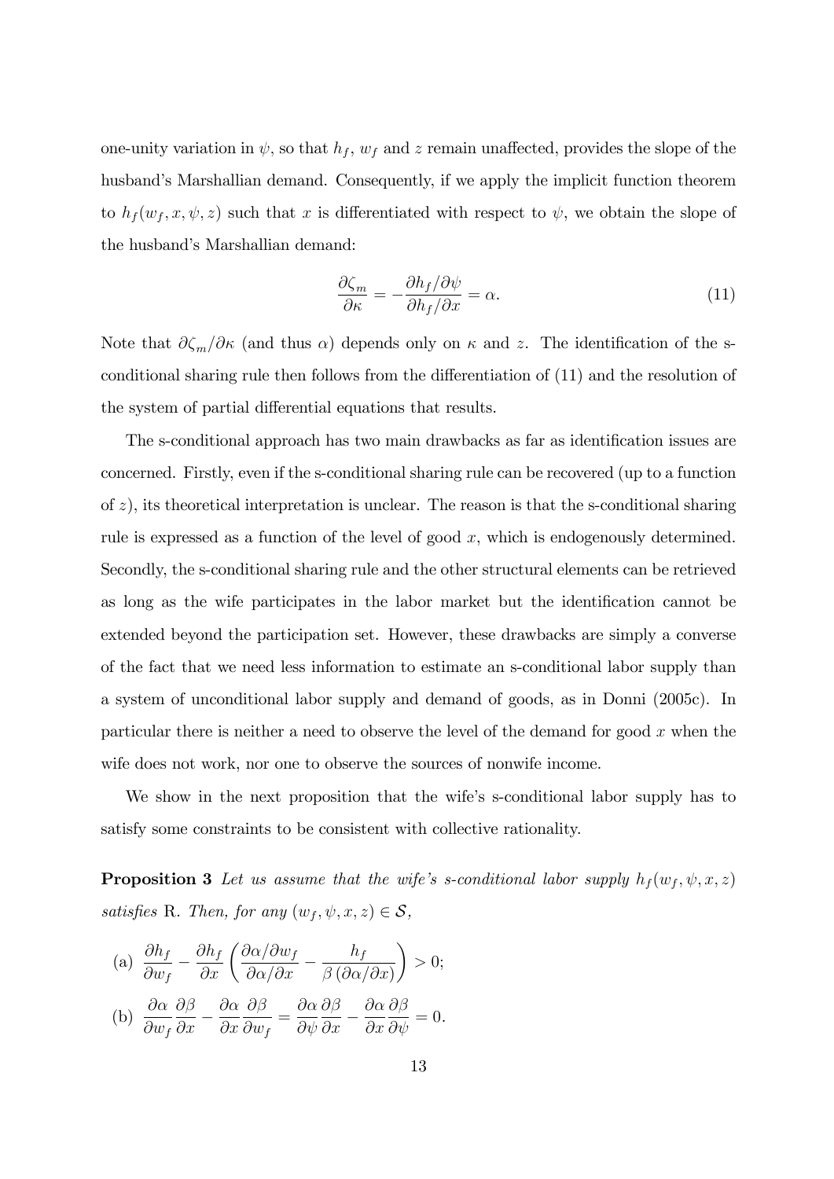one-unity variation in $\psi$, so that $h_f$, $w_f$ and $z$ remain unaffected, provides the slope of the husband's Marshallian demand. Consequently, if we apply the implicit function theorem to $h_f(w_f, x, \psi, z)$ such that $x$ is differentiated with respect to $\psi$, we obtain the slope of the husband's Marshallian demand:

$$\frac{\partial \zeta_m}{\partial \kappa} = -\frac{\partial h_f/\partial \psi}{\partial h_f/\partial x} = \alpha. \tag{11}$$

Note that $\partial \zeta_m/\partial \kappa$ (and thus $\alpha$) depends only on $\kappa$ and $z$. The identification of the s-conditional sharing rule then follows from the differentiation of (11) and the resolution of the system of partial differential equations that results.

The s-conditional approach has two main drawbacks as far as identification issues are concerned. Firstly, even if the s-conditional sharing rule can be recovered (up to a function of $z$), its theoretical interpretation is unclear. The reason is that the s-conditional sharing rule is expressed as a function of the level of good $x$, which is endogenously determined. Secondly, the s-conditional sharing rule and the other structural elements can be retrieved as long as the wife participates in the labor market but the identification cannot be extended beyond the participation set. However, these drawbacks are simply a converse of the fact that we need less information to estimate an s-conditional labor supply than a system of unconditional labor supply and demand of goods, as in Donni (2005c). In particular there is neither a need to observe the level of the demand for good $x$ when the wife does not work, nor one to observe the sources of nonwife income.

We show in the next proposition that the wife's s-conditional labor supply has to satisfy some constraints to be consistent with collective rationality.

**Proposition 3** *Let us assume that the wife's s-conditional labor supply $h_f(w_f, \psi, x, z)$ satisfies* R. *Then, for any $(w_f, \psi, x, z) \in \mathcal{S}$,*

(a) $\dfrac{\partial h_f}{\partial w_f} - \dfrac{\partial h_f}{\partial x}\left(\dfrac{\partial \alpha/\partial w_f}{\partial \alpha/\partial x} - \dfrac{h_f}{\beta\,(\partial \alpha/\partial x)}\right) > 0;$

(b) $\dfrac{\partial \alpha}{\partial w_f}\dfrac{\partial \beta}{\partial x} - \dfrac{\partial \alpha}{\partial x}\dfrac{\partial \beta}{\partial w_f} = \dfrac{\partial \alpha}{\partial \psi}\dfrac{\partial \beta}{\partial x} - \dfrac{\partial \alpha}{\partial x}\dfrac{\partial \beta}{\partial \psi} = 0.$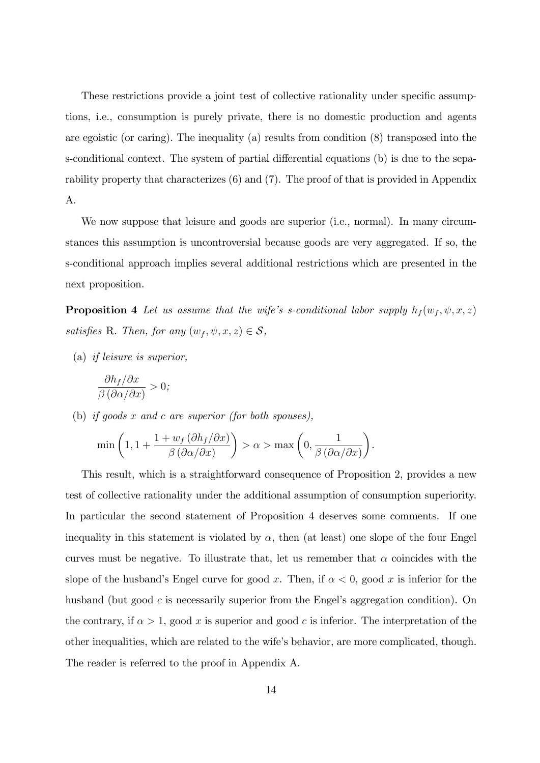These restrictions provide a joint test of collective rationality under specific assumptions, i.e., consumption is purely private, there is no domestic production and agents are egoistic (or caring). The inequality (a) results from condition (8) transposed into the s-conditional context. The system of partial differential equations (b) is due to the separability property that characterizes (6) and (7). The proof of that is provided in Appendix A.

We now suppose that leisure and goods are superior (i.e., normal). In many circumstances this assumption is uncontroversial because goods are very aggregated. If so, the s-conditional approach implies several additional restrictions which are presented in the next proposition.

**Proposition 4** *Let us assume that the wife's s-conditional labor supply $h_f(w_f, \psi, x, z)$ satisfies* R. *Then, for any $(w_f, \psi, x, z) \in \mathcal{S}$,*

(a) *if leisure is superior,*

$$\frac{\partial h_f / \partial x}{\beta \left( \partial \alpha / \partial x \right)} > 0;$$

(b) *if goods $x$ and $c$ are superior (for both spouses),*

$$\min\left(1, 1 + \frac{1 + w_f \left( \partial h_f / \partial x \right)}{\beta \left( \partial \alpha / \partial x \right)}\right) > \alpha > \max\left(0, \frac{1}{\beta \left( \partial \alpha / \partial x \right)}\right).$$

This result, which is a straightforward consequence of Proposition 2, provides a new test of collective rationality under the additional assumption of consumption superiority. In particular the second statement of Proposition 4 deserves some comments. If one inequality in this statement is violated by $\alpha$, then (at least) one slope of the four Engel curves must be negative. To illustrate that, let us remember that $\alpha$ coincides with the slope of the husband's Engel curve for good $x$. Then, if $\alpha < 0$, good $x$ is inferior for the husband (but good $c$ is necessarily superior from the Engel's aggregation condition). On the contrary, if $\alpha > 1$, good $x$ is superior and good $c$ is inferior. The interpretation of the other inequalities, which are related to the wife's behavior, are more complicated, though. The reader is referred to the proof in Appendix A.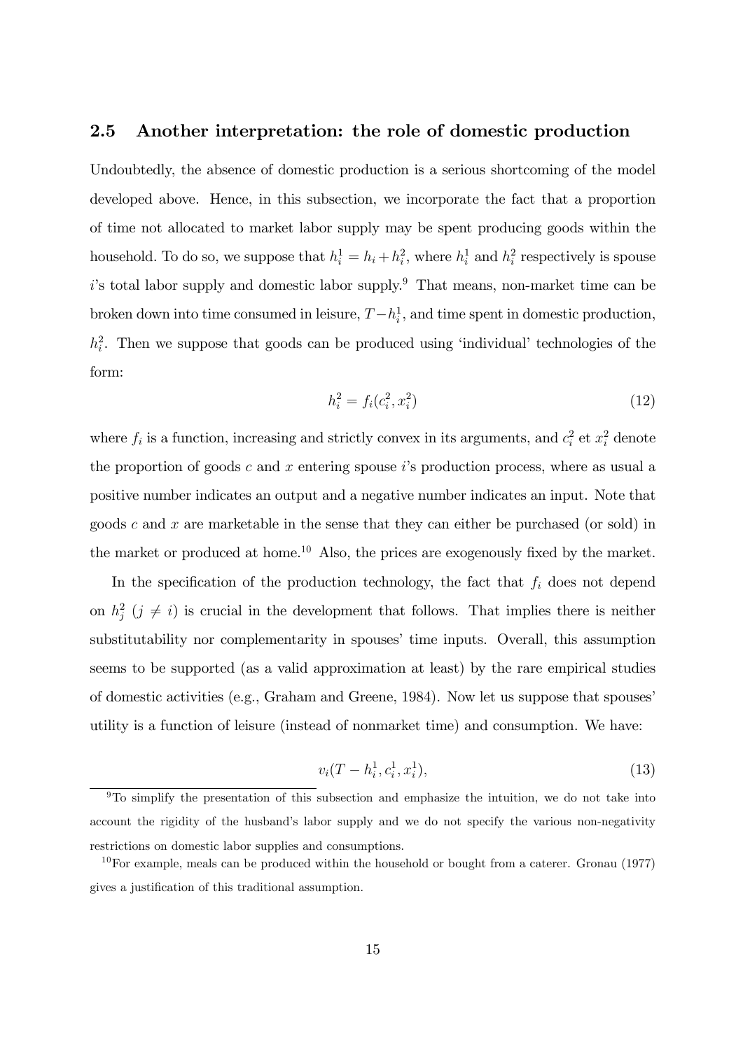## 2.5 Another interpretation: the role of domestic production

Undoubtedly, the absence of domestic production is a serious shortcoming of the model developed above. Hence, in this subsection, we incorporate the fact that a proportion of time not allocated to market labor supply may be spent producing goods within the household. To do so, we suppose that $h_i^1 = h_i + h_i^2$, where $h_i^1$ and $h_i^2$ respectively is spouse $i$'s total labor supply and domestic labor supply.[9] That means, non-market time can be broken down into time consumed in leisure, $T - h_i^1$, and time spent in domestic production, $h_i^2$. Then we suppose that goods can be produced using 'individual' technologies of the form:

$$h_i^2 = f_i(c_i^2, x_i^2) \tag{12}$$

where $f_i$ is a function, increasing and strictly convex in its arguments, and $c_i^2$ et $x_i^2$ denote the proportion of goods $c$ and $x$ entering spouse $i$'s production process, where as usual a positive number indicates an output and a negative number indicates an input. Note that goods $c$ and $x$ are marketable in the sense that they can either be purchased (or sold) in the market or produced at home.[10] Also, the prices are exogenously fixed by the market.

In the specification of the production technology, the fact that $f_i$ does not depend on $h_j^2$ ($j \neq i$) is crucial in the development that follows. That implies there is neither substitutability nor complementarity in spouses' time inputs. Overall, this assumption seems to be supported (as a valid approximation at least) by the rare empirical studies of domestic activities (e.g., Graham and Greene, 1984). Now let us suppose that spouses' utility is a function of leisure (instead of nonmarket time) and consumption. We have:

$$v_i(T - h_i^1, c_i^1, x_i^1), \tag{13}$$

[9] To simplify the presentation of this subsection and emphasize the intuition, we do not take into account the rigidity of the husband's labor supply and we do not specify the various non-negativity restrictions on domestic labor supplies and consumptions.

[10] For example, meals can be produced within the household or bought from a caterer. Gronau (1977) gives a justification of this traditional assumption.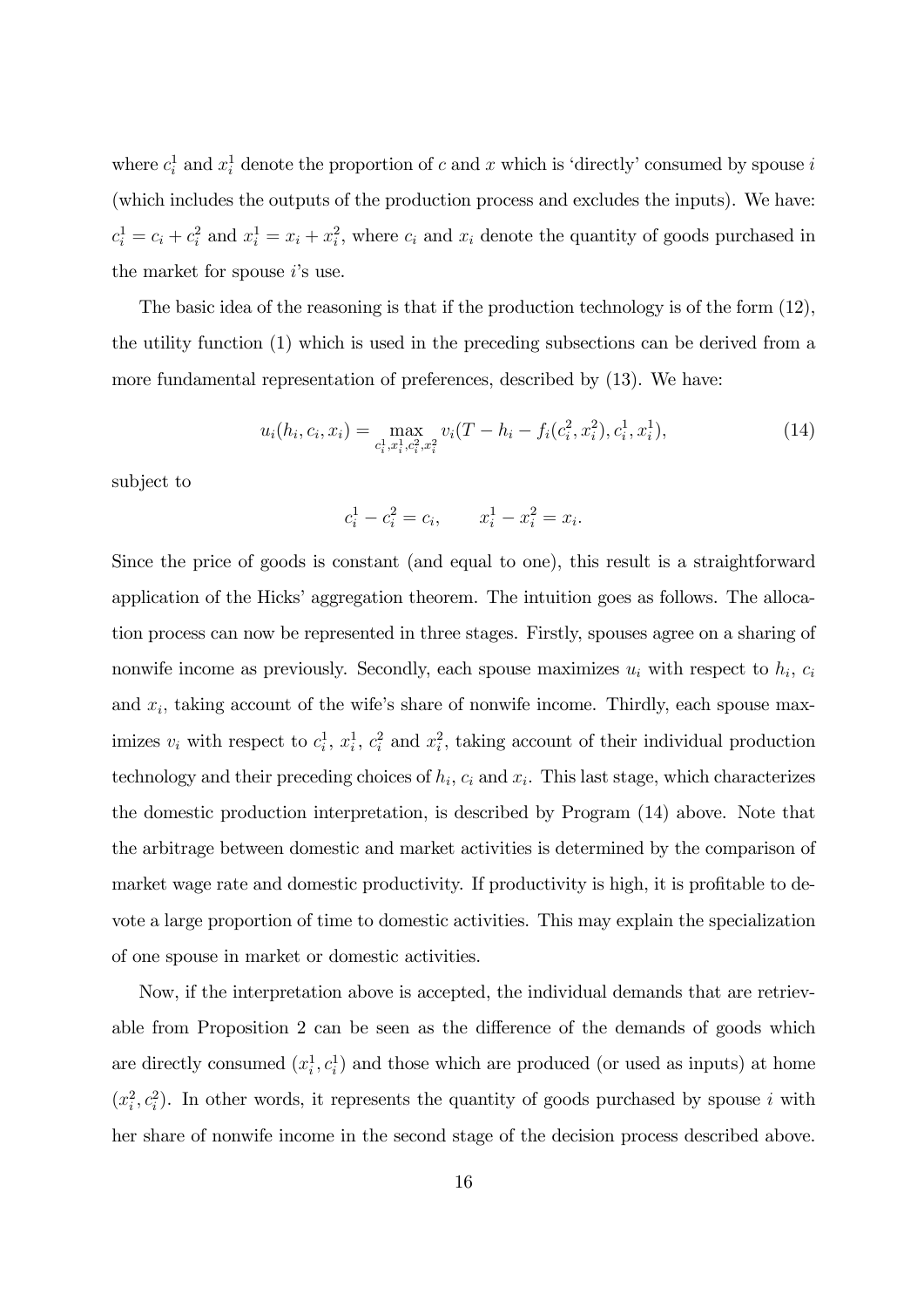where $c_i^1$ and $x_i^1$ denote the proportion of $c$ and $x$ which is 'directly' consumed by spouse $i$ (which includes the outputs of the production process and excludes the inputs). We have: $c_i^1 = c_i + c_i^2$ and $x_i^1 = x_i + x_i^2$, where $c_i$ and $x_i$ denote the quantity of goods purchased in the market for spouse $i$'s use.

The basic idea of the reasoning is that if the production technology is of the form (12), the utility function (1) which is used in the preceding subsections can be derived from a more fundamental representation of preferences, described by (13). We have:

$$u_i(h_i, c_i, x_i) = \max_{c_i^1, x_i^1, c_i^2, x_i^2} v_i(T - h_i - f_i(c_i^2, x_i^2), c_i^1, x_i^1), \tag{14}$$

subject to

$$c_i^1 - c_i^2 = c_i, \qquad x_i^1 - x_i^2 = x_i.$$

Since the price of goods is constant (and equal to one), this result is a straightforward application of the Hicks' aggregation theorem. The intuition goes as follows. The allocation process can now be represented in three stages. Firstly, spouses agree on a sharing of nonwife income as previously. Secondly, each spouse maximizes $u_i$ with respect to $h_i$, $c_i$ and $x_i$, taking account of the wife's share of nonwife income. Thirdly, each spouse maximizes $v_i$ with respect to $c_i^1$, $x_i^1$, $c_i^2$ and $x_i^2$, taking account of their individual production technology and their preceding choices of $h_i$, $c_i$ and $x_i$. This last stage, which characterizes the domestic production interpretation, is described by Program (14) above. Note that the arbitrage between domestic and market activities is determined by the comparison of market wage rate and domestic productivity. If productivity is high, it is profitable to devote a large proportion of time to domestic activities. This may explain the specialization of one spouse in market or domestic activities.

Now, if the interpretation above is accepted, the individual demands that are retrievable from Proposition 2 can be seen as the difference of the demands of goods which are directly consumed $(x_i^1, c_i^1)$ and those which are produced (or used as inputs) at home $(x_i^2, c_i^2)$. In other words, it represents the quantity of goods purchased by spouse $i$ with her share of nonwife income in the second stage of the decision process described above.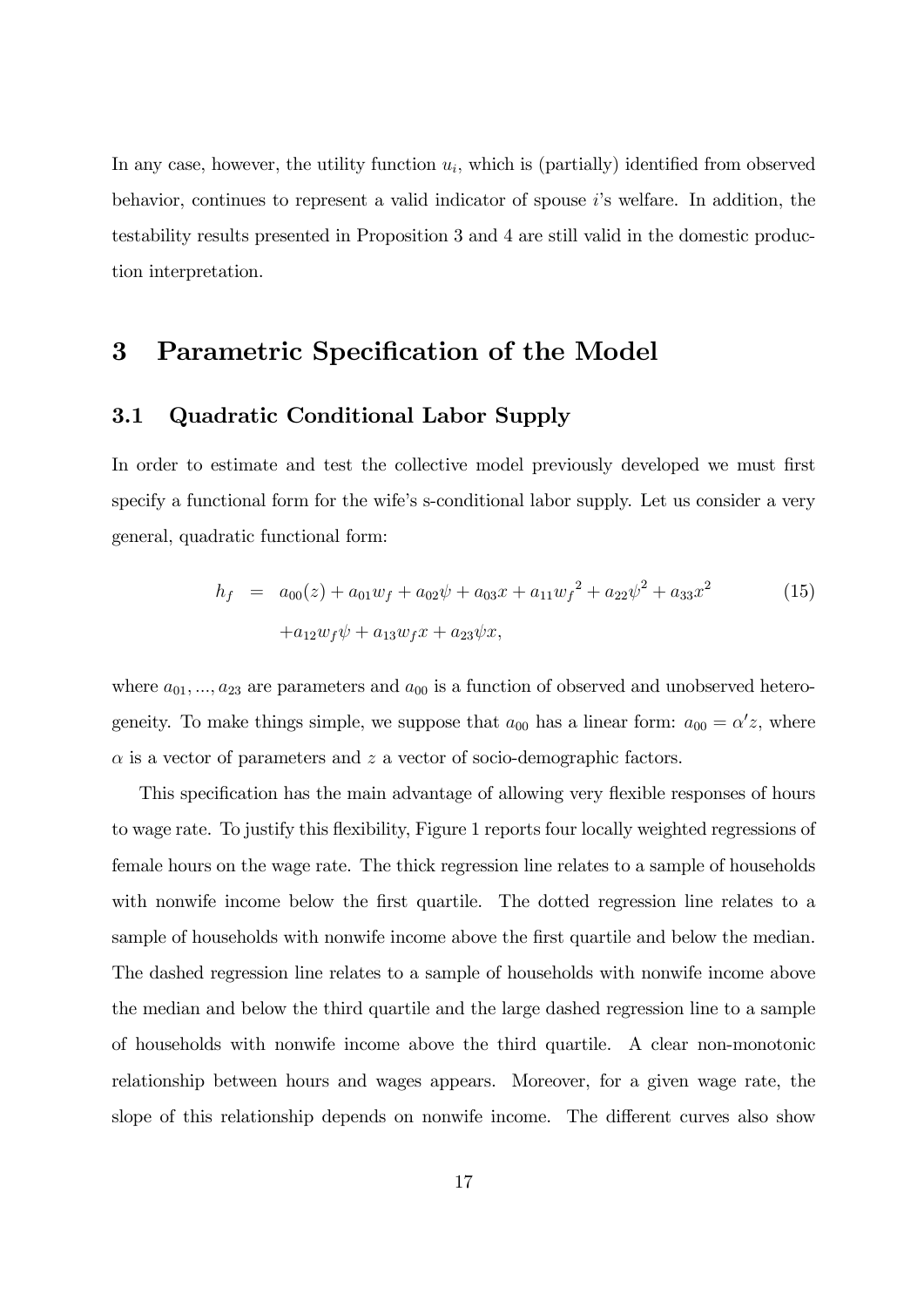In any case, however, the utility function $u_i$, which is (partially) identified from observed behavior, continues to represent a valid indicator of spouse $i$'s welfare. In addition, the testability results presented in Proposition 3 and 4 are still valid in the domestic production interpretation.

# 3 Parametric Specification of the Model

## 3.1 Quadratic Conditional Labor Supply

In order to estimate and test the collective model previously developed we must first specify a functional form for the wife's s-conditional labor supply. Let us consider a very general, quadratic functional form:

$$
\begin{aligned}
h_f &= a_{00}(z) + a_{01} w_f + a_{02} \psi + a_{03} x + a_{11} {w_f}^2 + a_{22} \psi^2 + a_{33} x^2 \\
&\quad + a_{12} w_f \psi + a_{13} w_f x + a_{23} \psi x,
\end{aligned} \tag{15}
$$

where $a_{01}, ..., a_{23}$ are parameters and $a_{00}$ is a function of observed and unobserved heterogeneity. To make things simple, we suppose that $a_{00}$ has a linear form: $a_{00} = \alpha' z$, where $\alpha$ is a vector of parameters and $z$ a vector of socio-demographic factors.

This specification has the main advantage of allowing very flexible responses of hours to wage rate. To justify this flexibility, Figure 1 reports four locally weighted regressions of female hours on the wage rate. The thick regression line relates to a sample of households with nonwife income below the first quartile. The dotted regression line relates to a sample of households with nonwife income above the first quartile and below the median. The dashed regression line relates to a sample of households with nonwife income above the median and below the third quartile and the large dashed regression line to a sample of households with nonwife income above the third quartile. A clear non-monotonic relationship between hours and wages appears. Moreover, for a given wage rate, the slope of this relationship depends on nonwife income. The different curves also show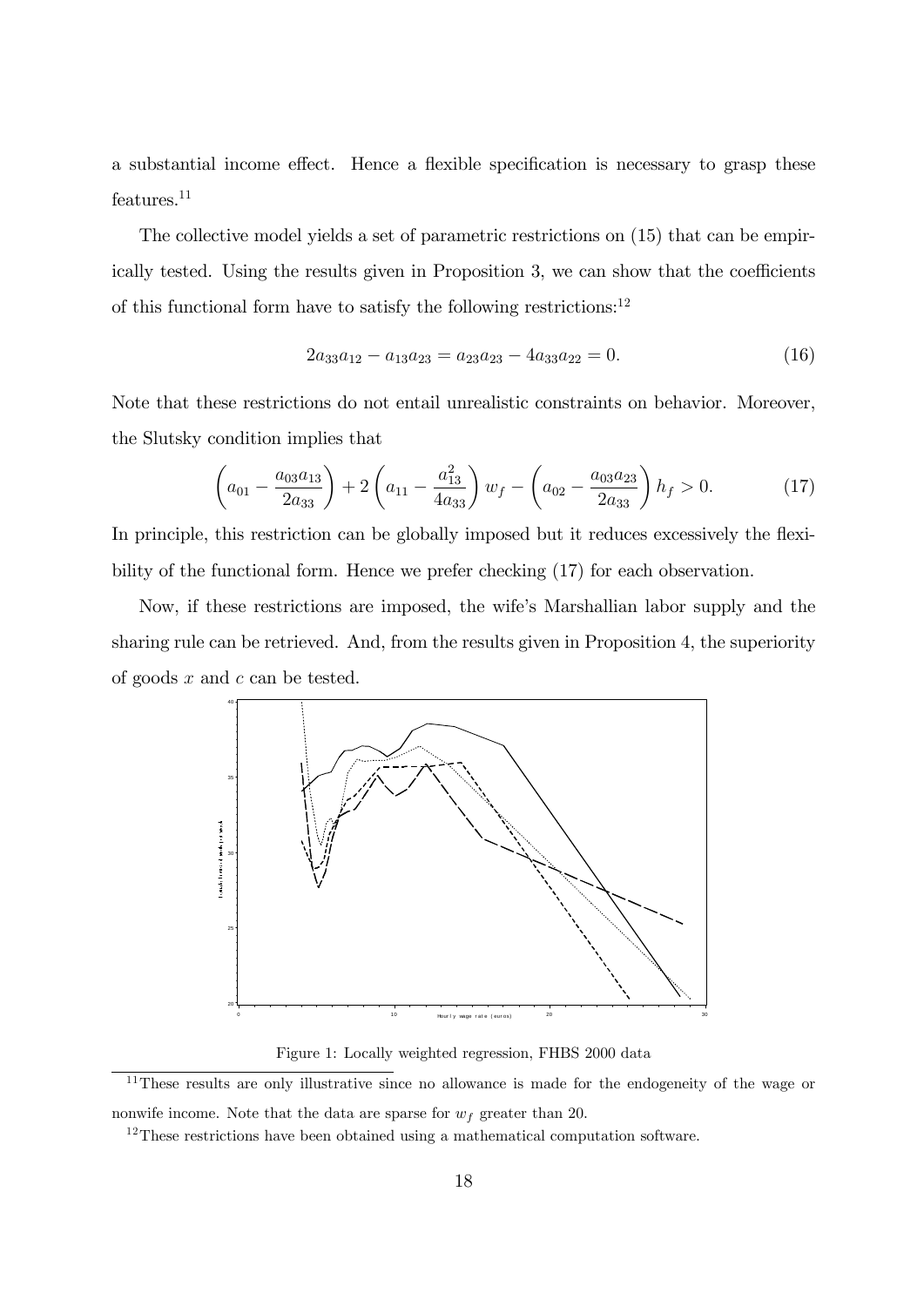a substantial income effect. Hence a flexible specification is necessary to grasp these features.[11]

The collective model yields a set of parametric restrictions on (15) that can be empirically tested. Using the results given in Proposition 3, we can show that the coefficients of this functional form have to satisfy the following restrictions:[12]

$$2a_{33}a_{12} - a_{13}a_{23} = a_{23}a_{23} - 4a_{33}a_{22} = 0. \tag{16}$$

Note that these restrictions do not entail unrealistic constraints on behavior. Moreover, the Slutsky condition implies that

$$\left(a_{01} - \frac{a_{03}a_{13}}{2a_{33}}\right) + 2\left(a_{11} - \frac{a_{13}^2}{4a_{33}}\right)w_f - \left(a_{02} - \frac{a_{03}a_{23}}{2a_{33}}\right)h_f > 0. \tag{17}$$

In principle, this restriction can be globally imposed but it reduces excessively the flexibility of the functional form. Hence we prefer checking (17) for each observation.

Now, if these restrictions are imposed, the wife's Marshallian labor supply and the sharing rule can be retrieved. And, from the results given in Proposition 4, the superiority of goods $x$ and $c$ can be tested.

Figure 1: Locally weighted regression, FHBS 2000 data

[11] These results are only illustrative since no allowance is made for the endogeneity of the wage or nonwife income. Note that the data are sparse for $w_f$ greater than 20.

[12] These restrictions have been obtained using a mathematical computation software.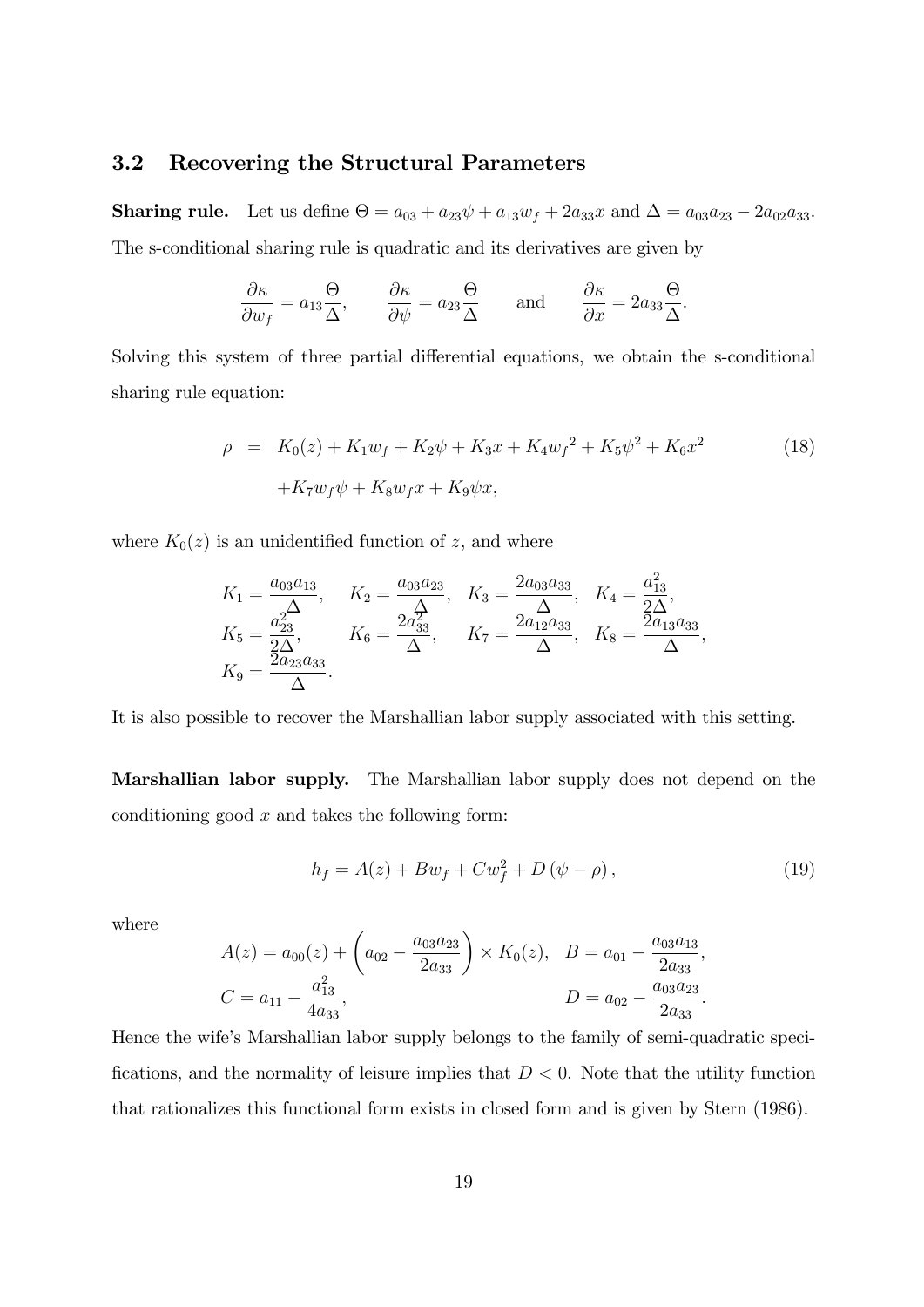### 3.2 Recovering the Structural Parameters

**Sharing rule.** Let us define $\Theta = a_{03} + a_{23}\psi + a_{13}w_f + 2a_{33}x$ and $\Delta = a_{03}a_{23} - 2a_{02}a_{33}$. The s-conditional sharing rule is quadratic and its derivatives are given by

$$\frac{\partial \kappa}{\partial w_f} = a_{13}\frac{\Theta}{\Delta}, \qquad \frac{\partial \kappa}{\partial \psi} = a_{23}\frac{\Theta}{\Delta} \qquad \text{and} \qquad \frac{\partial \kappa}{\partial x} = 2a_{33}\frac{\Theta}{\Delta}.$$

Solving this system of three partial differential equations, we obtain the s-conditional sharing rule equation:

$$\begin{aligned} \rho \; &= \; K_0(z) + K_1 w_f + K_2 \psi + K_3 x + K_4 {w_f}^2 + K_5 \psi^2 + K_6 x^2 \\ &\quad + K_7 w_f \psi + K_8 w_f x + K_9 \psi x, \end{aligned} \tag{18}$$

where $K_0(z)$ is an unidentified function of $z$, and where

$$\begin{aligned} &K_1 = \frac{a_{03}a_{13}}{\Delta}, \quad K_2 = \frac{a_{03}a_{23}}{\Delta}, \quad K_3 = \frac{2a_{03}a_{33}}{\Delta}, \quad K_4 = \frac{a_{13}^2}{2\Delta}, \\ &K_5 = \frac{a_{23}^2}{2\Delta}, \quad K_6 = \frac{2a_{33}^2}{\Delta}, \quad K_7 = \frac{2a_{12}a_{33}}{\Delta}, \quad K_8 = \frac{2a_{13}a_{33}}{\Delta}, \\ &K_9 = \frac{2a_{23}a_{33}}{\Delta}. \end{aligned}$$

It is also possible to recover the Marshallian labor supply associated with this setting.

**Marshallian labor supply.** The Marshallian labor supply does not depend on the conditioning good $x$ and takes the following form:

$$h_f = A(z) + Bw_f + Cw_f^2 + D\left(\psi - \rho\right), \tag{19}$$

where

$$\begin{aligned} &A(z) = a_{00}(z) + \left(a_{02} - \frac{a_{03}a_{23}}{2a_{33}}\right) \times K_0(z), \quad B = a_{01} - \frac{a_{03}a_{13}}{2a_{33}}, \\ &C = a_{11} - \frac{a_{13}^2}{4a_{33}}, \qquad\qquad\qquad\qquad\qquad\quad D = a_{02} - \frac{a_{03}a_{23}}{2a_{33}}. \end{aligned}$$

Hence the wife's Marshallian labor supply belongs to the family of semi-quadratic specifications, and the normality of leisure implies that $D < 0$. Note that the utility function that rationalizes this functional form exists in closed form and is given by Stern (1986).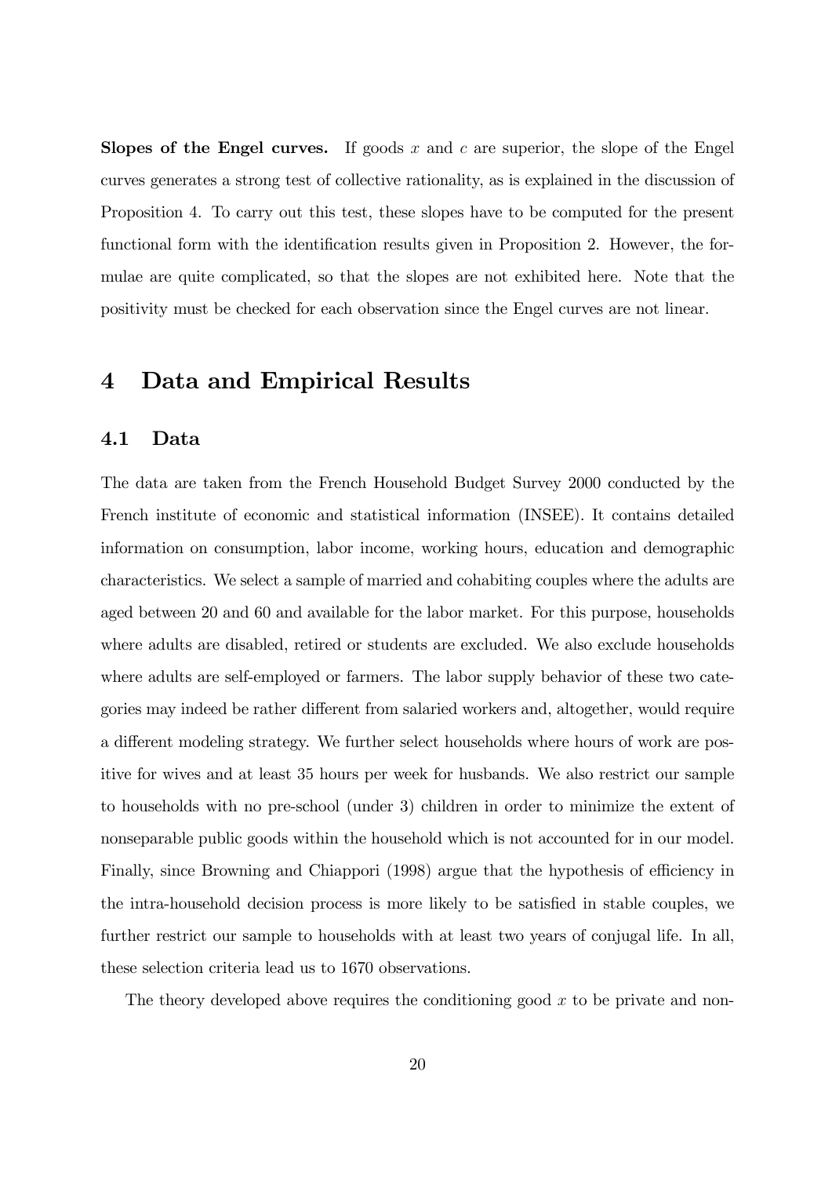**Slopes of the Engel curves.** If goods $x$ and $c$ are superior, the slope of the Engel curves generates a strong test of collective rationality, as is explained in the discussion of Proposition 4. To carry out this test, these slopes have to be computed for the present functional form with the identification results given in Proposition 2. However, the formulae are quite complicated, so that the slopes are not exhibited here. Note that the positivity must be checked for each observation since the Engel curves are not linear.

# 4 Data and Empirical Results

## 4.1 Data

The data are taken from the French Household Budget Survey 2000 conducted by the French institute of economic and statistical information (INSEE). It contains detailed information on consumption, labor income, working hours, education and demographic characteristics. We select a sample of married and cohabiting couples where the adults are aged between 20 and 60 and available for the labor market. For this purpose, households where adults are disabled, retired or students are excluded. We also exclude households where adults are self-employed or farmers. The labor supply behavior of these two categories may indeed be rather different from salaried workers and, altogether, would require a different modeling strategy. We further select households where hours of work are positive for wives and at least 35 hours per week for husbands. We also restrict our sample to households with no pre-school (under 3) children in order to minimize the extent of nonseparable public goods within the household which is not accounted for in our model. Finally, since Browning and Chiappori (1998) argue that the hypothesis of efficiency in the intra-household decision process is more likely to be satisfied in stable couples, we further restrict our sample to households with at least two years of conjugal life. In all, these selection criteria lead us to 1670 observations.

The theory developed above requires the conditioning good $x$ to be private and non-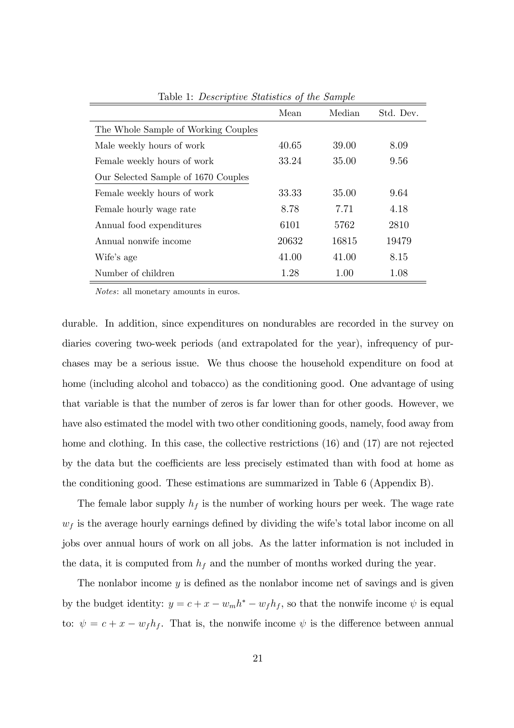Table 1: *Descriptive Statistics of the Sample*

| | Mean | Median | Std. Dev. |
|---|---|---|---|
| The Whole Sample of Working Couples | | | |
| Male weekly hours of work | 40.65 | 39.00 | 8.09 |
| Female weekly hours of work | 33.24 | 35.00 | 9.56 |
| Our Selected Sample of 1670 Couples | | | |
| Female weekly hours of work | 33.33 | 35.00 | 9.64 |
| Female hourly wage rate | 8.78 | 7.71 | 4.18 |
| Annual food expenditures | 6101 | 5762 | 2810 |
| Annual nonwife income | 20632 | 16815 | 19479 |
| Wife's age | 41.00 | 41.00 | 8.15 |
| Number of children | 1.28 | 1.00 | 1.08 |

*Notes*: all monetary amounts in euros.

durable. In addition, since expenditures on nondurables are recorded in the survey on diaries covering two-week periods (and extrapolated for the year), infrequency of purchases may be a serious issue. We thus choose the household expenditure on food at home (including alcohol and tobacco) as the conditioning good. One advantage of using that variable is that the number of zeros is far lower than for other goods. However, we have also estimated the model with two other conditioning goods, namely, food away from home and clothing. In this case, the collective restrictions (16) and (17) are not rejected by the data but the coefficients are less precisely estimated than with food at home as the conditioning good. These estimations are summarized in Table 6 (Appendix B).

The female labor supply $h_f$ is the number of working hours per week. The wage rate $w_f$ is the average hourly earnings defined by dividing the wife's total labor income on all jobs over annual hours of work on all jobs. As the latter information is not included in the data, it is computed from $h_f$ and the number of months worked during the year.

The nonlabor income $y$ is defined as the nonlabor income net of savings and is given by the budget identity: $y = c + x - w_m h^* - w_f h_f$, so that the nonwife income $\psi$ is equal to: $\psi = c + x - w_f h_f$. That is, the nonwife income $\psi$ is the difference between annual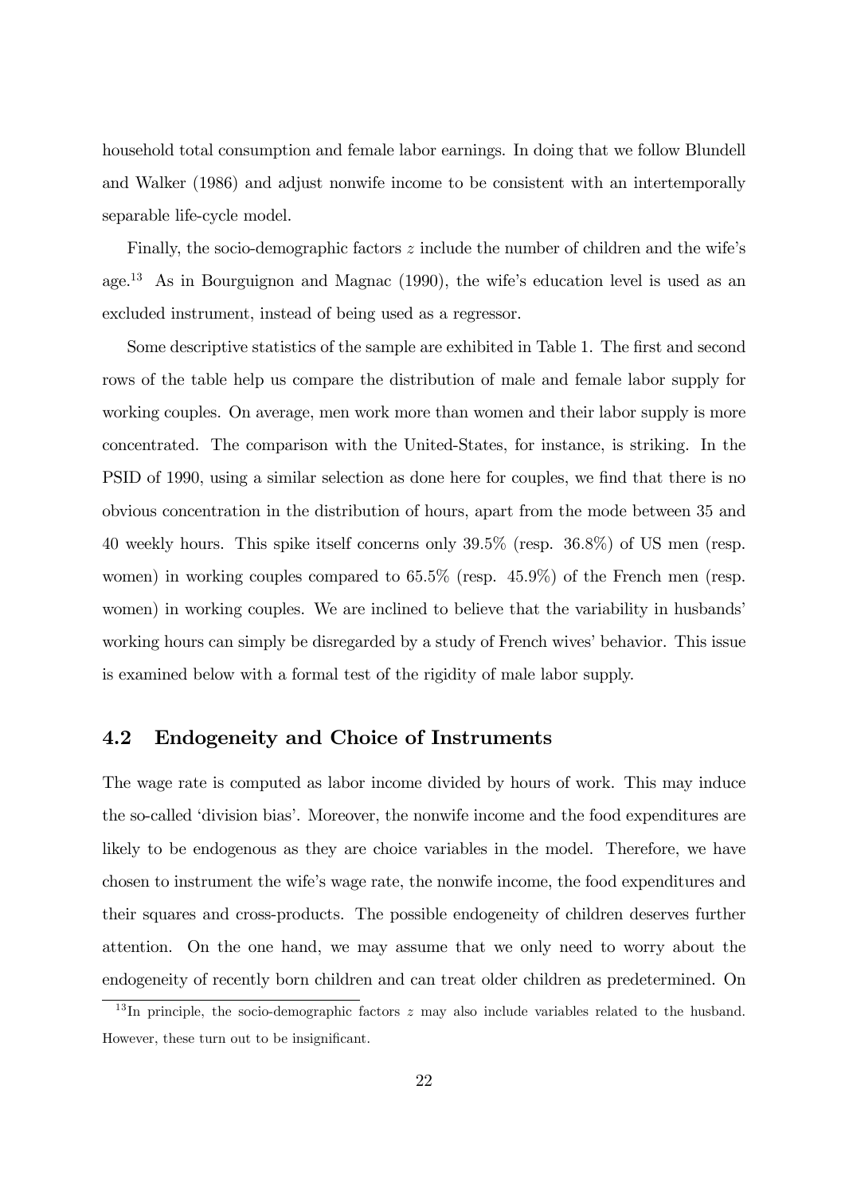household total consumption and female labor earnings. In doing that we follow Blundell and Walker (1986) and adjust nonwife income to be consistent with an intertemporally separable life-cycle model.

Finally, the socio-demographic factors $z$ include the number of children and the wife's age.[13] As in Bourguignon and Magnac (1990), the wife's education level is used as an excluded instrument, instead of being used as a regressor.

Some descriptive statistics of the sample are exhibited in Table 1. The first and second rows of the table help us compare the distribution of male and female labor supply for working couples. On average, men work more than women and their labor supply is more concentrated. The comparison with the United-States, for instance, is striking. In the PSID of 1990, using a similar selection as done here for couples, we find that there is no obvious concentration in the distribution of hours, apart from the mode between 35 and 40 weekly hours. This spike itself concerns only 39.5% (resp. 36.8%) of US men (resp. women) in working couples compared to 65.5% (resp. 45.9%) of the French men (resp. women) in working couples. We are inclined to believe that the variability in husbands' working hours can simply be disregarded by a study of French wives' behavior. This issue is examined below with a formal test of the rigidity of male labor supply.

## 4.2 Endogeneity and Choice of Instruments

The wage rate is computed as labor income divided by hours of work. This may induce the so-called 'division bias'. Moreover, the nonwife income and the food expenditures are likely to be endogenous as they are choice variables in the model. Therefore, we have chosen to instrument the wife's wage rate, the nonwife income, the food expenditures and their squares and cross-products. The possible endogeneity of children deserves further attention. On the one hand, we may assume that we only need to worry about the endogeneity of recently born children and can treat older children as predetermined. On

[13] In principle, the socio-demographic factors $z$ may also include variables related to the husband. However, these turn out to be insignificant.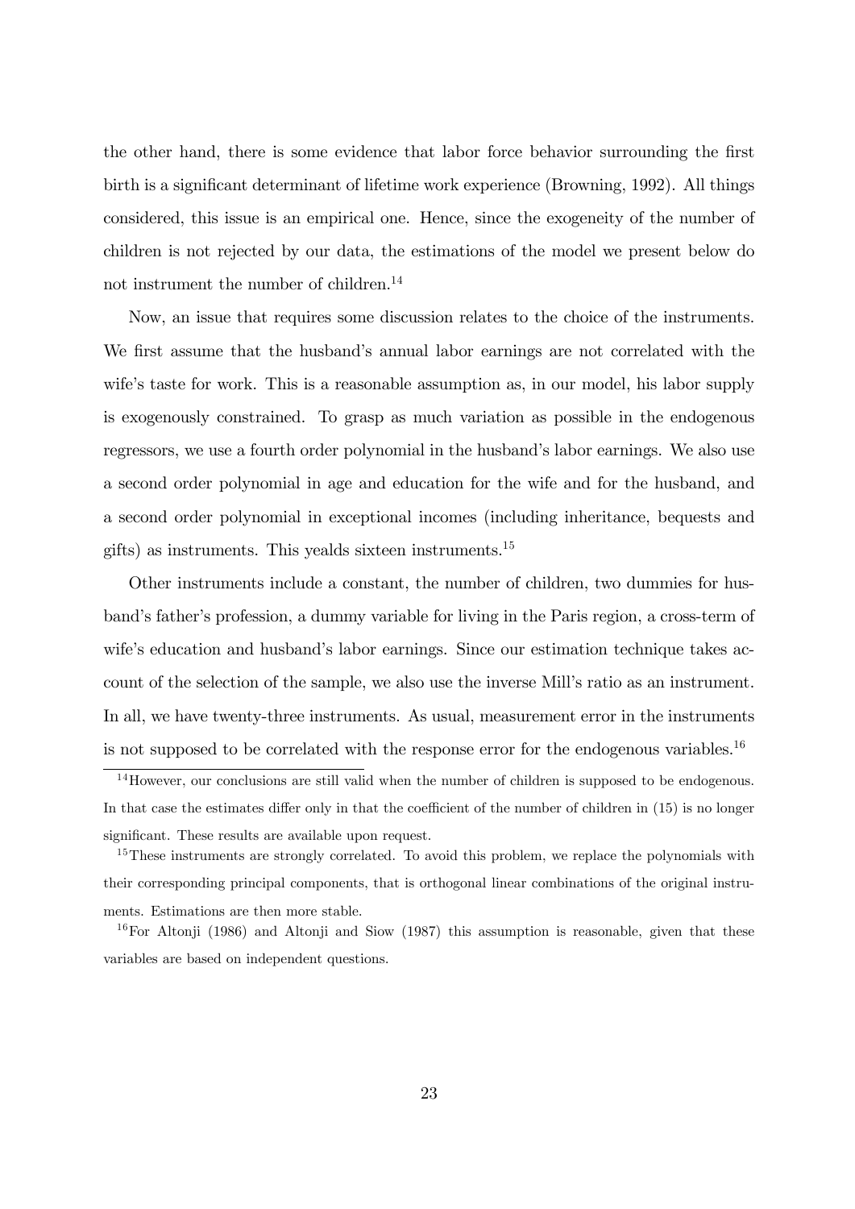the other hand, there is some evidence that labor force behavior surrounding the first birth is a significant determinant of lifetime work experience (Browning, 1992). All things considered, this issue is an empirical one. Hence, since the exogeneity of the number of children is not rejected by our data, the estimations of the model we present below do not instrument the number of children.[14]

Now, an issue that requires some discussion relates to the choice of the instruments. We first assume that the husband's annual labor earnings are not correlated with the wife's taste for work. This is a reasonable assumption as, in our model, his labor supply is exogenously constrained. To grasp as much variation as possible in the endogenous regressors, we use a fourth order polynomial in the husband's labor earnings. We also use a second order polynomial in age and education for the wife and for the husband, and a second order polynomial in exceptional incomes (including inheritance, bequests and gifts) as instruments. This yealds sixteen instruments.[15]

Other instruments include a constant, the number of children, two dummies for husband's father's profession, a dummy variable for living in the Paris region, a cross-term of wife's education and husband's labor earnings. Since our estimation technique takes account of the selection of the sample, we also use the inverse Mill's ratio as an instrument. In all, we have twenty-three instruments. As usual, measurement error in the instruments is not supposed to be correlated with the response error for the endogenous variables.[16]

[14]However, our conclusions are still valid when the number of children is supposed to be endogenous. In that case the estimates differ only in that the coefficient of the number of children in (15) is no longer significant. These results are available upon request.

[15]These instruments are strongly correlated. To avoid this problem, we replace the polynomials with their corresponding principal components, that is orthogonal linear combinations of the original instruments. Estimations are then more stable.

[16]For Altonji (1986) and Altonji and Siow (1987) this assumption is reasonable, given that these variables are based on independent questions.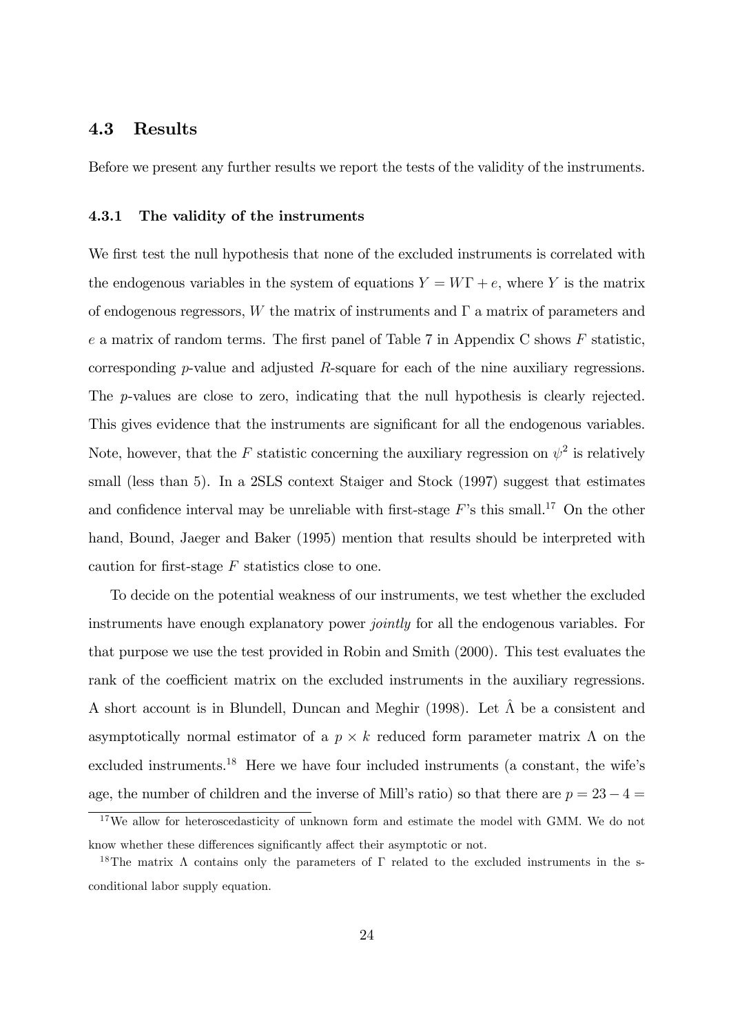## 4.3 Results

Before we present any further results we report the tests of the validity of the instruments.

### 4.3.1 The validity of the instruments

We first test the null hypothesis that none of the excluded instruments is correlated with the endogenous variables in the system of equations $Y = W\Gamma + e$, where $Y$ is the matrix of endogenous regressors, $W$ the matrix of instruments and $\Gamma$ a matrix of parameters and $e$ a matrix of random terms. The first panel of Table 7 in Appendix C shows $F$ statistic, corresponding $p$-value and adjusted $R$-square for each of the nine auxiliary regressions. The $p$-values are close to zero, indicating that the null hypothesis is clearly rejected. This gives evidence that the instruments are significant for all the endogenous variables. Note, however, that the $F$ statistic concerning the auxiliary regression on $\psi^2$ is relatively small (less than 5). In a 2SLS context Staiger and Stock (1997) suggest that estimates and confidence interval may be unreliable with first-stage $F$'s this small.[17] On the other hand, Bound, Jaeger and Baker (1995) mention that results should be interpreted with caution for first-stage $F$ statistics close to one.

To decide on the potential weakness of our instruments, we test whether the excluded instruments have enough explanatory power *jointly* for all the endogenous variables. For that purpose we use the test provided in Robin and Smith (2000). This test evaluates the rank of the coefficient matrix on the excluded instruments in the auxiliary regressions. A short account is in Blundell, Duncan and Meghir (1998). Let $\hat{\Lambda}$ be a consistent and asymptotically normal estimator of a $p \times k$ reduced form parameter matrix $\Lambda$ on the excluded instruments.[18] Here we have four included instruments (a constant, the wife's age, the number of children and the inverse of Mill's ratio) so that there are $p = 23 - 4 =$

[17] We allow for heteroscedasticity of unknown form and estimate the model with GMM. We do not know whether these differences significantly affect their asymptotic or not.

[18] The matrix $\Lambda$ contains only the parameters of $\Gamma$ related to the excluded instruments in the s-conditional labor supply equation.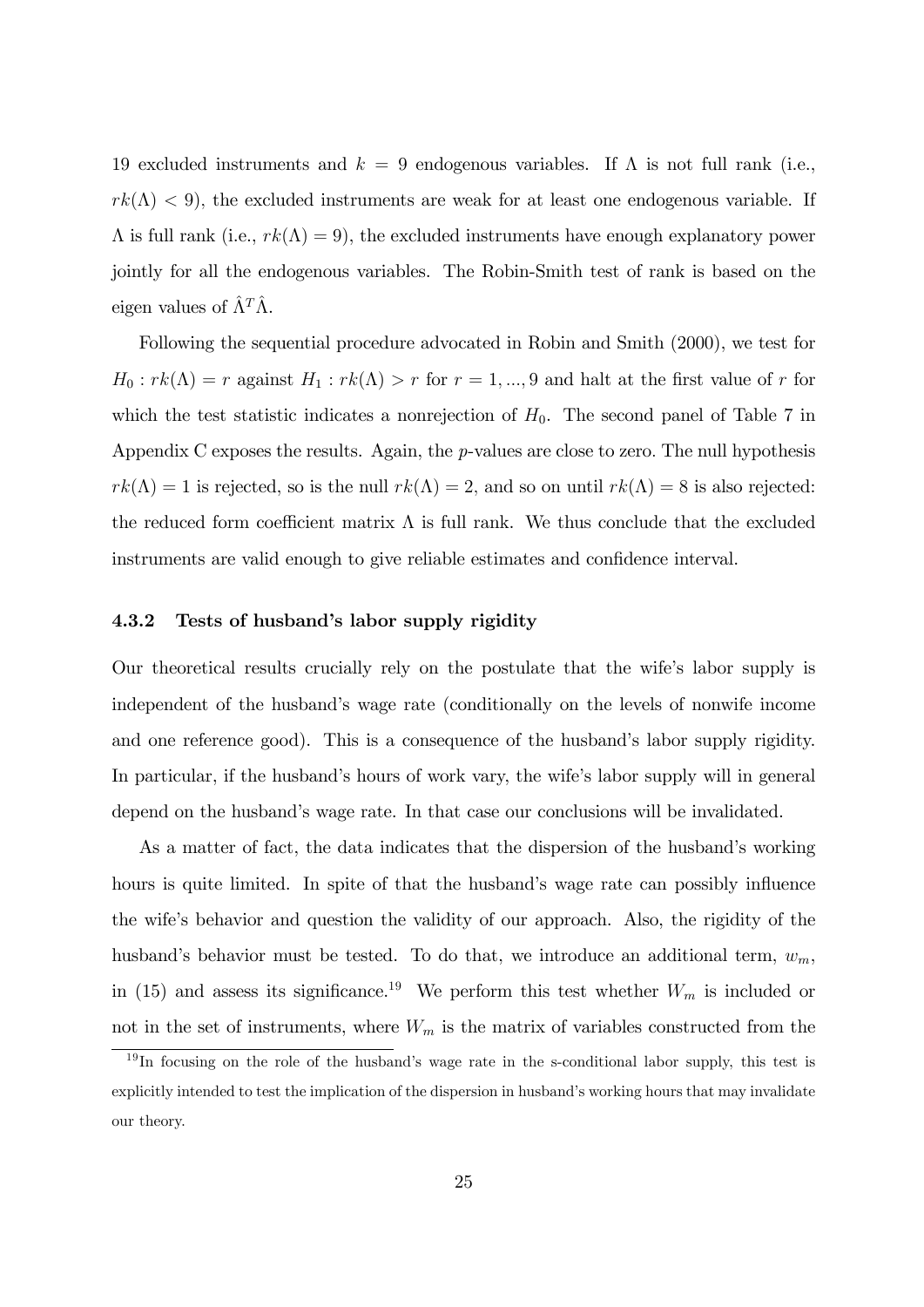19 excluded instruments and $k = 9$ endogenous variables. If $\Lambda$ is not full rank (i.e., $rk(\Lambda) < 9$), the excluded instruments are weak for at least one endogenous variable. If $\Lambda$ is full rank (i.e., $rk(\Lambda) = 9$), the excluded instruments have enough explanatory power jointly for all the endogenous variables. The Robin-Smith test of rank is based on the eigen values of $\hat{\Lambda}^T \hat{\Lambda}$.

Following the sequential procedure advocated in Robin and Smith (2000), we test for $H_0 : rk(\Lambda) = r$ against $H_1 : rk(\Lambda) > r$ for $r = 1, ..., 9$ and halt at the first value of $r$ for which the test statistic indicates a nonrejection of $H_0$. The second panel of Table 7 in Appendix C exposes the results. Again, the $p$-values are close to zero. The null hypothesis $rk(\Lambda) = 1$ is rejected, so is the null $rk(\Lambda) = 2$, and so on until $rk(\Lambda) = 8$ is also rejected: the reduced form coefficient matrix $\Lambda$ is full rank. We thus conclude that the excluded instruments are valid enough to give reliable estimates and confidence interval.

### 4.3.2 Tests of husband's labor supply rigidity

Our theoretical results crucially rely on the postulate that the wife's labor supply is independent of the husband's wage rate (conditionally on the levels of nonwife income and one reference good). This is a consequence of the husband's labor supply rigidity. In particular, if the husband's hours of work vary, the wife's labor supply will in general depend on the husband's wage rate. In that case our conclusions will be invalidated.

As a matter of fact, the data indicates that the dispersion of the husband's working hours is quite limited. In spite of that the husband's wage rate can possibly influence the wife's behavior and question the validity of our approach. Also, the rigidity of the husband's behavior must be tested. To do that, we introduce an additional term, $w_m$, in (15) and assess its significance.[19] We perform this test whether $W_m$ is included or not in the set of instruments, where $W_m$ is the matrix of variables constructed from the

[19] In focusing on the role of the husband's wage rate in the s-conditional labor supply, this test is explicitly intended to test the implication of the dispersion in husband's working hours that may invalidate our theory.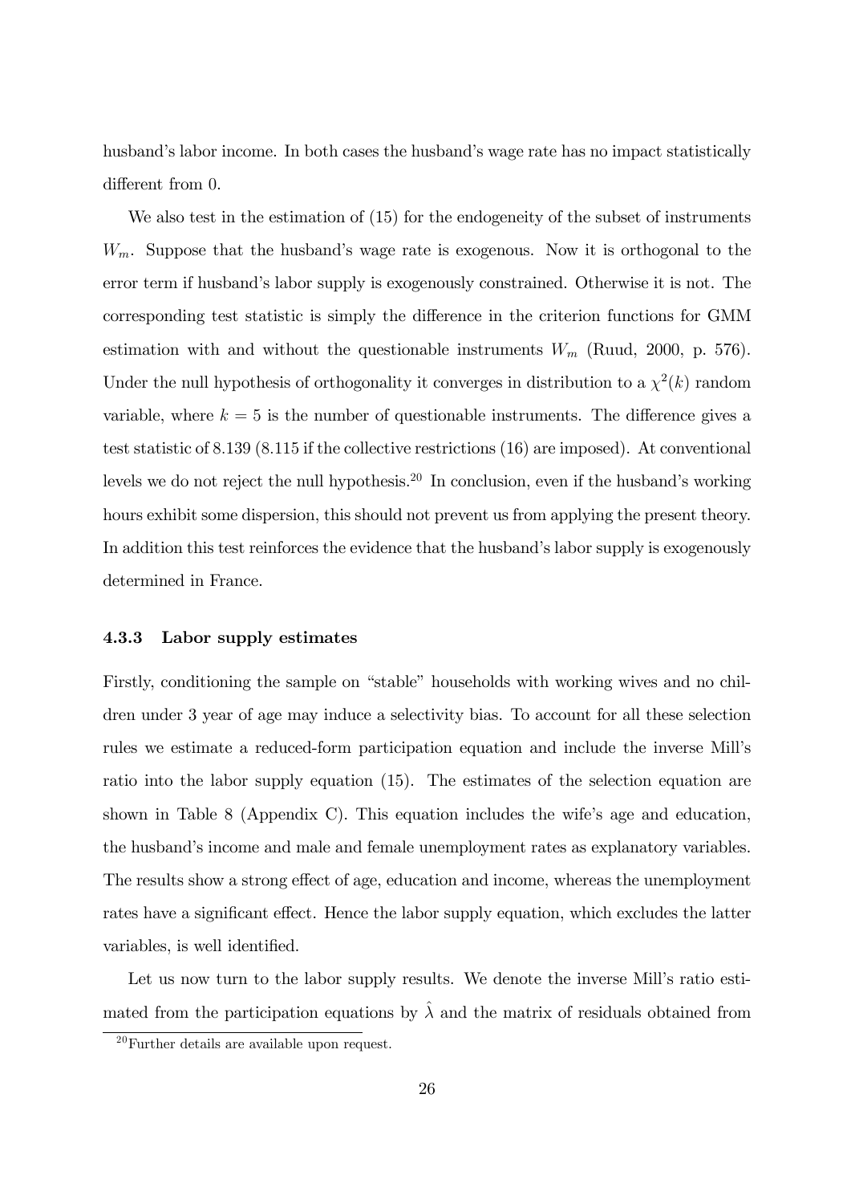husband's labor income. In both cases the husband's wage rate has no impact statistically different from 0.

We also test in the estimation of (15) for the endogeneity of the subset of instruments $W_m$. Suppose that the husband's wage rate is exogenous. Now it is orthogonal to the error term if husband's labor supply is exogenously constrained. Otherwise it is not. The corresponding test statistic is simply the difference in the criterion functions for GMM estimation with and without the questionable instruments $W_m$ (Ruud, 2000, p. 576). Under the null hypothesis of orthogonality it converges in distribution to a $\chi^2(k)$ random variable, where $k = 5$ is the number of questionable instruments. The difference gives a test statistic of 8.139 (8.115 if the collective restrictions (16) are imposed). At conventional levels we do not reject the null hypothesis.[20] In conclusion, even if the husband's working hours exhibit some dispersion, this should not prevent us from applying the present theory. In addition this test reinforces the evidence that the husband's labor supply is exogenously determined in France.

### 4.3.3 Labor supply estimates

Firstly, conditioning the sample on "stable" households with working wives and no children under 3 year of age may induce a selectivity bias. To account for all these selection rules we estimate a reduced-form participation equation and include the inverse Mill's ratio into the labor supply equation (15). The estimates of the selection equation are shown in Table 8 (Appendix C). This equation includes the wife's age and education, the husband's income and male and female unemployment rates as explanatory variables. The results show a strong effect of age, education and income, whereas the unemployment rates have a significant effect. Hence the labor supply equation, which excludes the latter variables, is well identified.

Let us now turn to the labor supply results. We denote the inverse Mill's ratio estimated from the participation equations by $\hat{\lambda}$ and the matrix of residuals obtained from

[20] Further details are available upon request.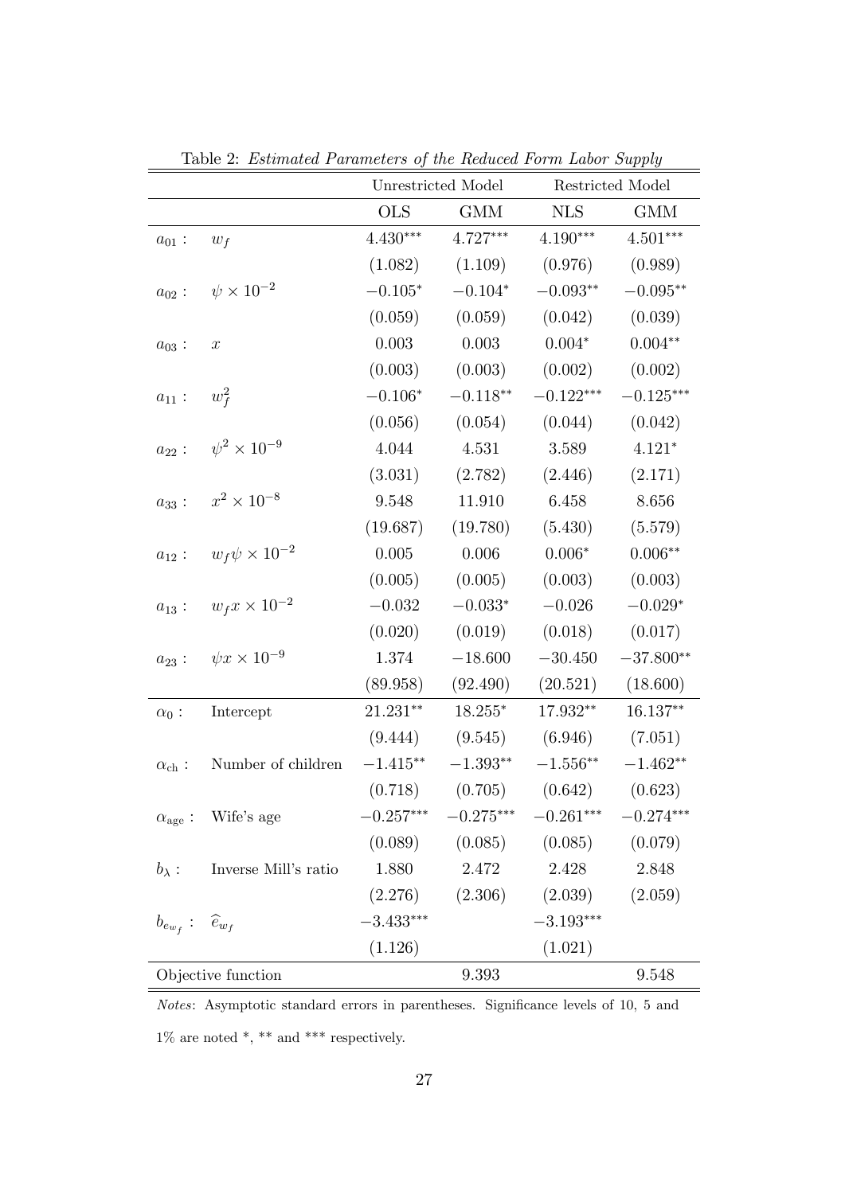Table 2: *Estimated Parameters of the Reduced Form Labor Supply*

| | | Unrestricted Model | | Restricted Model | |
|---|---|---|---|---|---|
| | | OLS | GMM | NLS | GMM |
| $a_{01}$ : | $w_f$ | $4.430^{***}$ | $4.727^{***}$ | $4.190^{***}$ | $4.501^{***}$ |
| | | (1.082) | (1.109) | (0.976) | (0.989) |
| $a_{02}$ : | $\psi \times 10^{-2}$ | $-0.105^{*}$ | $-0.104^{*}$ | $-0.093^{**}$ | $-0.095^{**}$ |
| | | (0.059) | (0.059) | (0.042) | (0.039) |
| $a_{03}$ : | $x$ | 0.003 | 0.003 | $0.004^{*}$ | $0.004^{**}$ |
| | | (0.003) | (0.003) | (0.002) | (0.002) |
| $a_{11}$ : | $w_f^2$ | $-0.106^{*}$ | $-0.118^{**}$ | $-0.122^{***}$ | $-0.125^{***}$ |
| | | (0.056) | (0.054) | (0.044) | (0.042) |
| $a_{22}$ : | $\psi^2 \times 10^{-9}$ | 4.044 | 4.531 | 3.589 | $4.121^{*}$ |
| | | (3.031) | (2.782) | (2.446) | (2.171) |
| $a_{33}$ : | $x^2 \times 10^{-8}$ | 9.548 | 11.910 | 6.458 | 8.656 |
| | | (19.687) | (19.780) | (5.430) | (5.579) |
| $a_{12}$ : | $w_f \psi \times 10^{-2}$ | 0.005 | 0.006 | $0.006^{*}$ | $0.006^{**}$ |
| | | (0.005) | (0.005) | (0.003) | (0.003) |
| $a_{13}$ : | $w_f x \times 10^{-2}$ | $-0.032$ | $-0.033^{*}$ | $-0.026$ | $-0.029^{*}$ |
| | | (0.020) | (0.019) | (0.018) | (0.017) |
| $a_{23}$ : | $\psi x \times 10^{-9}$ | 1.374 | $-18.600$ | $-30.450$ | $-37.800^{**}$ |
| | | (89.958) | (92.490) | (20.521) | (18.600) |
| $\alpha_0$ : | Intercept | $21.231^{**}$ | $18.255^{*}$ | $17.932^{**}$ | $16.137^{**}$ |
| | | (9.444) | (9.545) | (6.946) | (7.051) |
| $\alpha_{\text{ch}}$ : | Number of children | $-1.415^{**}$ | $-1.393^{**}$ | $-1.556^{**}$ | $-1.462^{**}$ |
| | | (0.718) | (0.705) | (0.642) | (0.623) |
| $\alpha_{\text{age}}$ : | Wife's age | $-0.257^{***}$ | $-0.275^{***}$ | $-0.261^{***}$ | $-0.274^{***}$ |
| | | (0.089) | (0.085) | (0.085) | (0.079) |
| $b_\lambda$ : | Inverse Mill's ratio | 1.880 | 2.472 | 2.428 | 2.848 |
| | | (2.276) | (2.306) | (2.039) | (2.059) |
| $b_{e_{w_f}}$ : | $\widehat{e}_{w_f}$ | $-3.433^{***}$ | | $-3.193^{***}$ | |
| | | (1.126) | | (1.021) | |
| Objective function | | | 9.393 | | 9.548 |

*Notes*: Asymptotic standard errors in parentheses. Significance levels of 10, 5 and 1% are noted *, ** and *** respectively.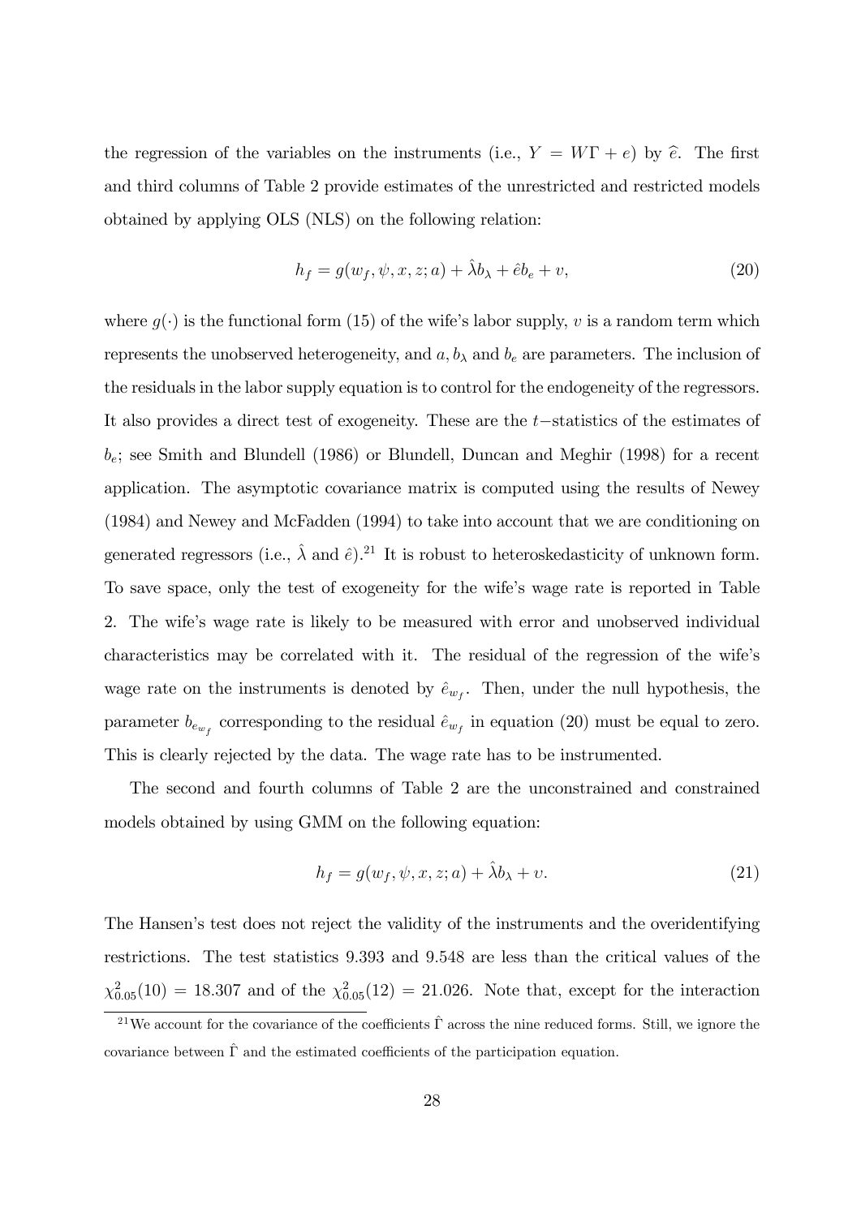the regression of the variables on the instruments (i.e., $Y = W\Gamma + e$) by $\widehat{e}$. The first and third columns of Table 2 provide estimates of the unrestricted and restricted models obtained by applying OLS (NLS) on the following relation:

$$h_f = g(w_f, \psi, x, z; a) + \hat{\lambda} b_\lambda + \hat{e} b_e + v, \tag{20}$$

where $g(\cdot)$ is the functional form (15) of the wife's labor supply, $v$ is a random term which represents the unobserved heterogeneity, and $a$, $b_\lambda$ and $b_e$ are parameters. The inclusion of the residuals in the labor supply equation is to control for the endogeneity of the regressors. It also provides a direct test of exogeneity. These are the $t-$statistics of the estimates of $b_e$; see Smith and Blundell (1986) or Blundell, Duncan and Meghir (1998) for a recent application. The asymptotic covariance matrix is computed using the results of Newey (1984) and Newey and McFadden (1994) to take into account that we are conditioning on generated regressors (i.e., $\hat{\lambda}$ and $\hat{e}$).[21] It is robust to heteroskedasticity of unknown form. To save space, only the test of exogeneity for the wife's wage rate is reported in Table 2. The wife's wage rate is likely to be measured with error and unobserved individual characteristics may be correlated with it. The residual of the regression of the wife's wage rate on the instruments is denoted by $\hat{e}_{w_f}$. Then, under the null hypothesis, the parameter $b_{e_{w_f}}$ corresponding to the residual $\hat{e}_{w_f}$ in equation (20) must be equal to zero. This is clearly rejected by the data. The wage rate has to be instrumented.

The second and fourth columns of Table 2 are the unconstrained and constrained models obtained by using GMM on the following equation:

$$h_f = g(w_f, \psi, x, z; a) + \hat{\lambda} b_\lambda + v. \tag{21}$$

The Hansen's test does not reject the validity of the instruments and the overidentifying restrictions. The test statistics 9.393 and 9.548 are less than the critical values of the $\chi^2_{0.05}(10) = 18.307$ and of the $\chi^2_{0.05}(12) = 21.026$. Note that, except for the interaction

[21] We account for the covariance of the coefficients $\hat{\Gamma}$ across the nine reduced forms. Still, we ignore the covariance between $\hat{\Gamma}$ and the estimated coefficients of the participation equation.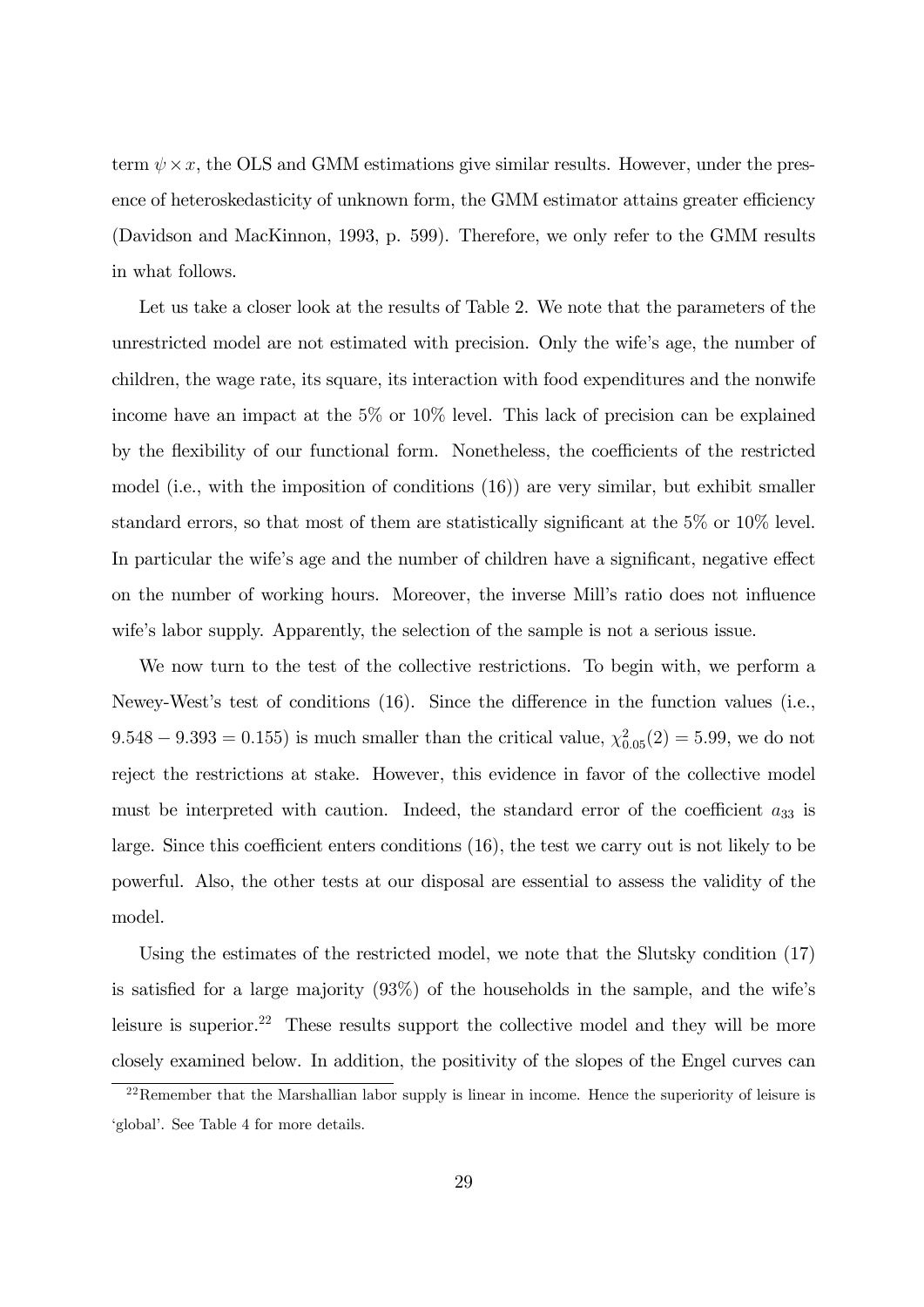term $\psi \times x$, the OLS and GMM estimations give similar results. However, under the presence of heteroskedasticity of unknown form, the GMM estimator attains greater efficiency (Davidson and MacKinnon, 1993, p. 599). Therefore, we only refer to the GMM results in what follows.

Let us take a closer look at the results of Table 2. We note that the parameters of the unrestricted model are not estimated with precision. Only the wife's age, the number of children, the wage rate, its square, its interaction with food expenditures and the nonwife income have an impact at the 5% or 10% level. This lack of precision can be explained by the flexibility of our functional form. Nonetheless, the coefficients of the restricted model (i.e., with the imposition of conditions (16)) are very similar, but exhibit smaller standard errors, so that most of them are statistically significant at the 5% or 10% level. In particular the wife's age and the number of children have a significant, negative effect on the number of working hours. Moreover, the inverse Mill's ratio does not influence wife's labor supply. Apparently, the selection of the sample is not a serious issue.

We now turn to the test of the collective restrictions. To begin with, we perform a Newey-West's test of conditions (16). Since the difference in the function values (i.e., $9.548 - 9.393 = 0.155$) is much smaller than the critical value, $\chi^2_{0.05}(2) = 5.99$, we do not reject the restrictions at stake. However, this evidence in favor of the collective model must be interpreted with caution. Indeed, the standard error of the coefficient $a_{33}$ is large. Since this coefficient enters conditions (16), the test we carry out is not likely to be powerful. Also, the other tests at our disposal are essential to assess the validity of the model.

Using the estimates of the restricted model, we note that the Slutsky condition (17) is satisfied for a large majority (93%) of the households in the sample, and the wife's leisure is superior.[22] These results support the collective model and they will be more closely examined below. In addition, the positivity of the slopes of the Engel curves can

[22] Remember that the Marshallian labor supply is linear in income. Hence the superiority of leisure is 'global'. See Table 4 for more details.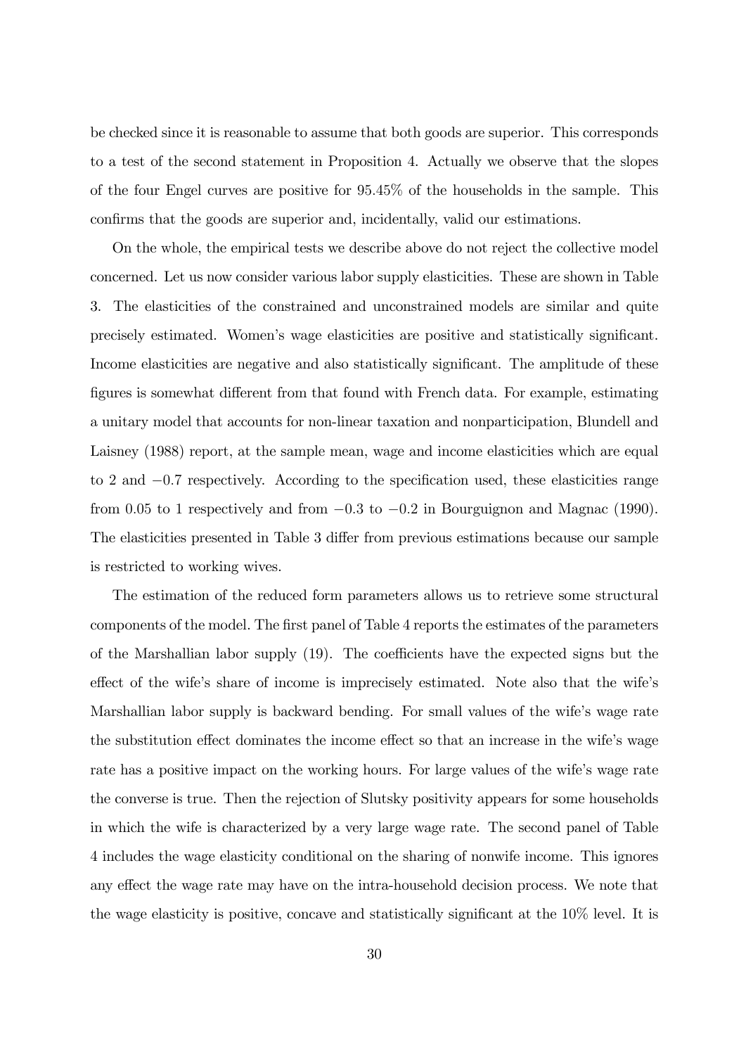be checked since it is reasonable to assume that both goods are superior. This corresponds to a test of the second statement in Proposition 4. Actually we observe that the slopes of the four Engel curves are positive for 95.45% of the households in the sample. This confirms that the goods are superior and, incidentally, valid our estimations.

On the whole, the empirical tests we describe above do not reject the collective model concerned. Let us now consider various labor supply elasticities. These are shown in Table 3. The elasticities of the constrained and unconstrained models are similar and quite precisely estimated. Women's wage elasticities are positive and statistically significant. Income elasticities are negative and also statistically significant. The amplitude of these figures is somewhat different from that found with French data. For example, estimating a unitary model that accounts for non-linear taxation and nonparticipation, Blundell and Laisney (1988) report, at the sample mean, wage and income elasticities which are equal to 2 and $-0.7$ respectively. According to the specification used, these elasticities range from 0.05 to 1 respectively and from $-0.3$ to $-0.2$ in Bourguignon and Magnac (1990). The elasticities presented in Table 3 differ from previous estimations because our sample is restricted to working wives.

The estimation of the reduced form parameters allows us to retrieve some structural components of the model. The first panel of Table 4 reports the estimates of the parameters of the Marshallian labor supply (19). The coefficients have the expected signs but the effect of the wife's share of income is imprecisely estimated. Note also that the wife's Marshallian labor supply is backward bending. For small values of the wife's wage rate the substitution effect dominates the income effect so that an increase in the wife's wage rate has a positive impact on the working hours. For large values of the wife's wage rate the converse is true. Then the rejection of Slutsky positivity appears for some households in which the wife is characterized by a very large wage rate. The second panel of Table 4 includes the wage elasticity conditional on the sharing of nonwife income. This ignores any effect the wage rate may have on the intra-household decision process. We note that the wage elasticity is positive, concave and statistically significant at the 10% level. It is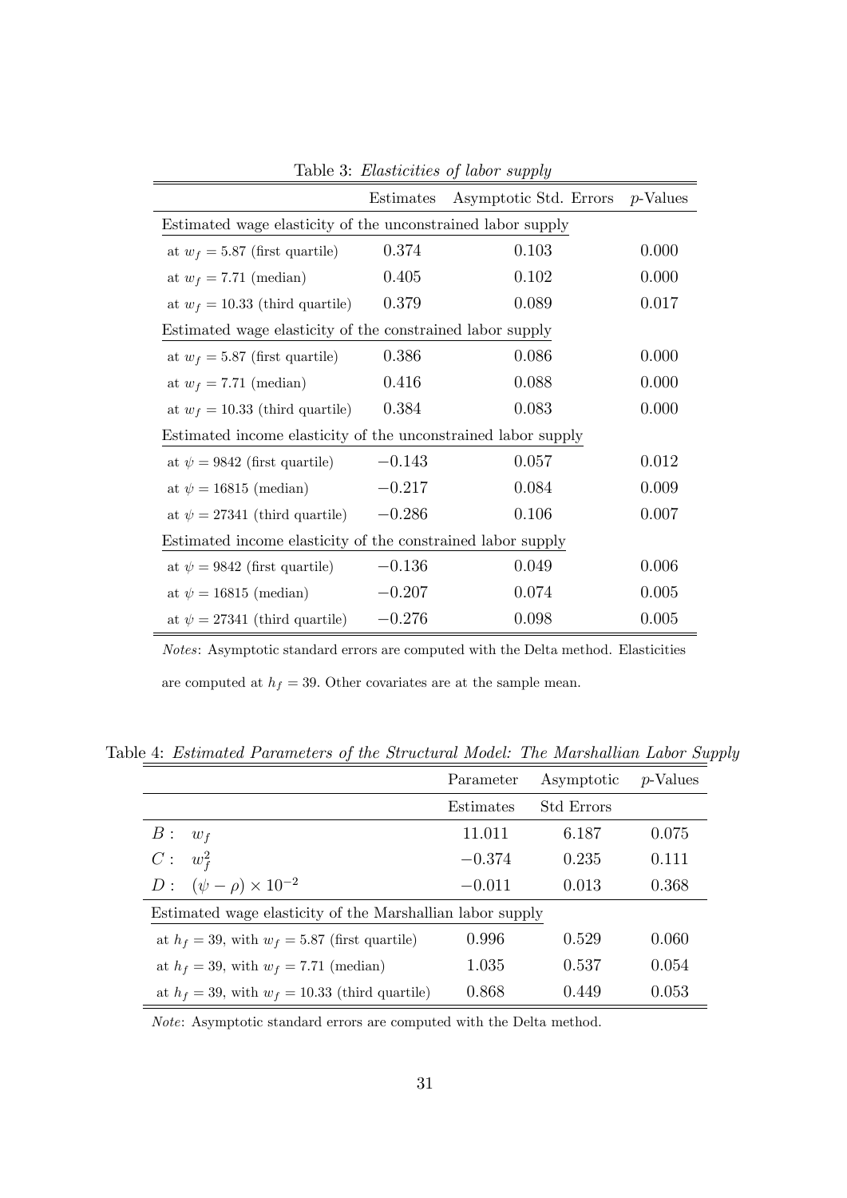Table 3: *Elasticities of labor supply*

| | Estimates | Asymptotic Std. Errors | $p$-Values |
|---|---|---|---|
| Estimated wage elasticity of the unconstrained labor supply | | | |
| at $w_f = 5.87$ (first quartile) | 0.374 | 0.103 | 0.000 |
| at $w_f = 7.71$ (median) | 0.405 | 0.102 | 0.000 |
| at $w_f = 10.33$ (third quartile) | 0.379 | 0.089 | 0.017 |
| Estimated wage elasticity of the constrained labor supply | | | |
| at $w_f = 5.87$ (first quartile) | 0.386 | 0.086 | 0.000 |
| at $w_f = 7.71$ (median) | 0.416 | 0.088 | 0.000 |
| at $w_f = 10.33$ (third quartile) | 0.384 | 0.083 | 0.000 |
| Estimated income elasticity of the unconstrained labor supply | | | |
| at $\psi = 9842$ (first quartile) | $-0.143$ | 0.057 | 0.012 |
| at $\psi = 16815$ (median) | $-0.217$ | 0.084 | 0.009 |
| at $\psi = 27341$ (third quartile) | $-0.286$ | 0.106 | 0.007 |
| Estimated income elasticity of the constrained labor supply | | | |
| at $\psi = 9842$ (first quartile) | $-0.136$ | 0.049 | 0.006 |
| at $\psi = 16815$ (median) | $-0.207$ | 0.074 | 0.005 |
| at $\psi = 27341$ (third quartile) | $-0.276$ | 0.098 | 0.005 |

*Notes*: Asymptotic standard errors are computed with the Delta method. Elasticities are computed at $h_f = 39$. Other covariates are at the sample mean.

Table 4: *Estimated Parameters of the Structural Model: The Marshallian Labor Supply*

| | Parameter Estimates | Asymptotic Std Errors | $p$-Values |
|---|---|---|---|
| $B: \quad w_f$ | 11.011 | 6.187 | 0.075 |
| $C: \quad w_f^2$ | $-0.374$ | 0.235 | 0.111 |
| $D: \quad (\psi - \rho) \times 10^{-2}$ | $-0.011$ | 0.013 | 0.368 |
| Estimated wage elasticity of the Marshallian labor supply | | | |
| at $h_f = 39$, with $w_f = 5.87$ (first quartile) | 0.996 | 0.529 | 0.060 |
| at $h_f = 39$, with $w_f = 7.71$ (median) | 1.035 | 0.537 | 0.054 |
| at $h_f = 39$, with $w_f = 10.33$ (third quartile) | 0.868 | 0.449 | 0.053 |

*Note*: Asymptotic standard errors are computed with the Delta method.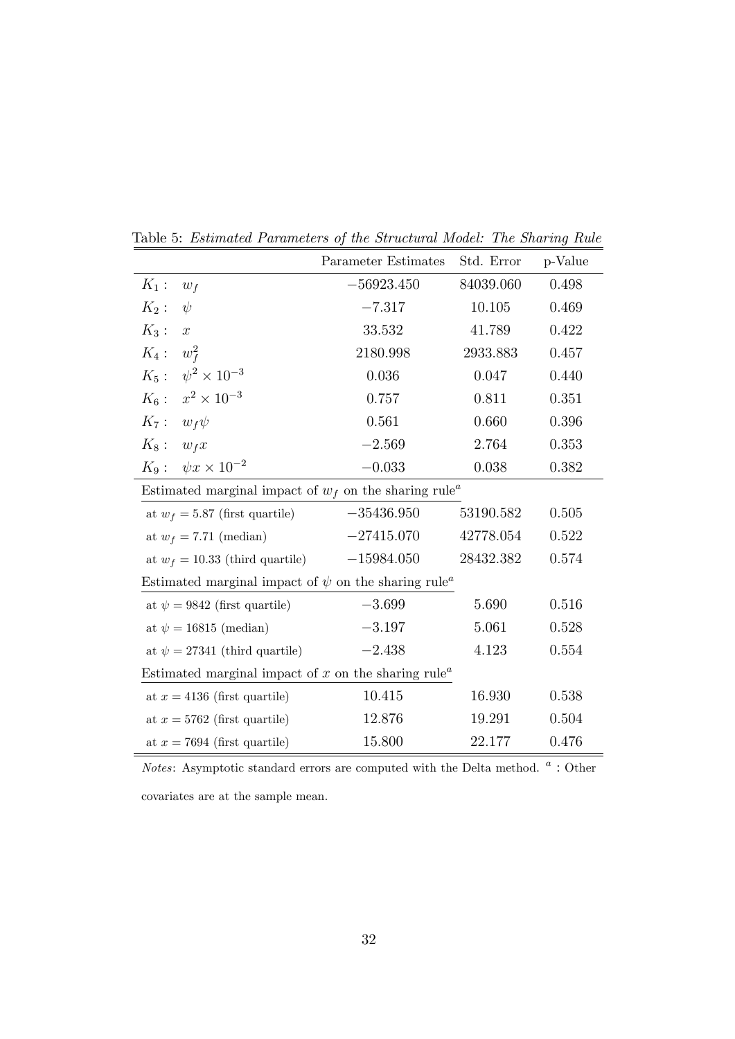Table 5: *Estimated Parameters of the Structural Model: The Sharing Rule*

| | Parameter Estimates | Std. Error | p-Value |
|---|---|---|---|
| $K_1: \; w_f$ | $-56923.450$ | 84039.060 | 0.498 |
| $K_2: \; \psi$ | $-7.317$ | 10.105 | 0.469 |
| $K_3: \; x$ | 33.532 | 41.789 | 0.422 |
| $K_4: \; w_f^2$ | 2180.998 | 2933.883 | 0.457 |
| $K_5: \; \psi^2 \times 10^{-3}$ | 0.036 | 0.047 | 0.440 |
| $K_6: \; x^2 \times 10^{-3}$ | 0.757 | 0.811 | 0.351 |
| $K_7: \; w_f \psi$ | 0.561 | 0.660 | 0.396 |
| $K_8: \; w_f x$ | $-2.569$ | 2.764 | 0.353 |
| $K_9: \; \psi x \times 10^{-2}$ | $-0.033$ | 0.038 | 0.382 |
| Estimated marginal impact of $w_f$ on the sharing rule[a] | | | |
| at $w_f = 5.87$ (first quartile) | $-35436.950$ | 53190.582 | 0.505 |
| at $w_f = 7.71$ (median) | $-27415.070$ | 42778.054 | 0.522 |
| at $w_f = 10.33$ (third quartile) | $-15984.050$ | 28432.382 | 0.574 |
| Estimated marginal impact of $\psi$ on the sharing rule[a] | | | |
| at $\psi = 9842$ (first quartile) | $-3.699$ | 5.690 | 0.516 |
| at $\psi = 16815$ (median) | $-3.197$ | 5.061 | 0.528 |
| at $\psi = 27341$ (third quartile) | $-2.438$ | 4.123 | 0.554 |
| Estimated marginal impact of $x$ on the sharing rule[a] | | | |
| at $x = 4136$ (first quartile) | 10.415 | 16.930 | 0.538 |
| at $x = 5762$ (first quartile) | 12.876 | 19.291 | 0.504 |
| at $x = 7694$ (first quartile) | 15.800 | 22.177 | 0.476 |

*Notes*: Asymptotic standard errors are computed with the Delta method. [a] : Other covariates are at the sample mean.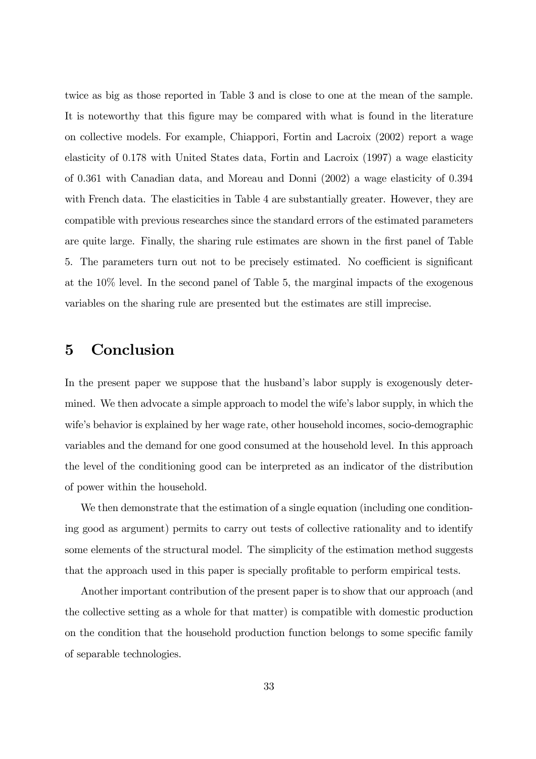twice as big as those reported in Table 3 and is close to one at the mean of the sample. It is noteworthy that this figure may be compared with what is found in the literature on collective models. For example, Chiappori, Fortin and Lacroix (2002) report a wage elasticity of 0.178 with United States data, Fortin and Lacroix (1997) a wage elasticity of 0.361 with Canadian data, and Moreau and Donni (2002) a wage elasticity of 0.394 with French data. The elasticities in Table 4 are substantially greater. However, they are compatible with previous researches since the standard errors of the estimated parameters are quite large. Finally, the sharing rule estimates are shown in the first panel of Table 5. The parameters turn out not to be precisely estimated. No coefficient is significant at the 10% level. In the second panel of Table 5, the marginal impacts of the exogenous variables on the sharing rule are presented but the estimates are still imprecise.

# 5 Conclusion

In the present paper we suppose that the husband's labor supply is exogenously determined. We then advocate a simple approach to model the wife's labor supply, in which the wife's behavior is explained by her wage rate, other household incomes, socio-demographic variables and the demand for one good consumed at the household level. In this approach the level of the conditioning good can be interpreted as an indicator of the distribution of power within the household.

We then demonstrate that the estimation of a single equation (including one conditioning good as argument) permits to carry out tests of collective rationality and to identify some elements of the structural model. The simplicity of the estimation method suggests that the approach used in this paper is specially profitable to perform empirical tests.

Another important contribution of the present paper is to show that our approach (and the collective setting as a whole for that matter) is compatible with domestic production on the condition that the household production function belongs to some specific family of separable technologies.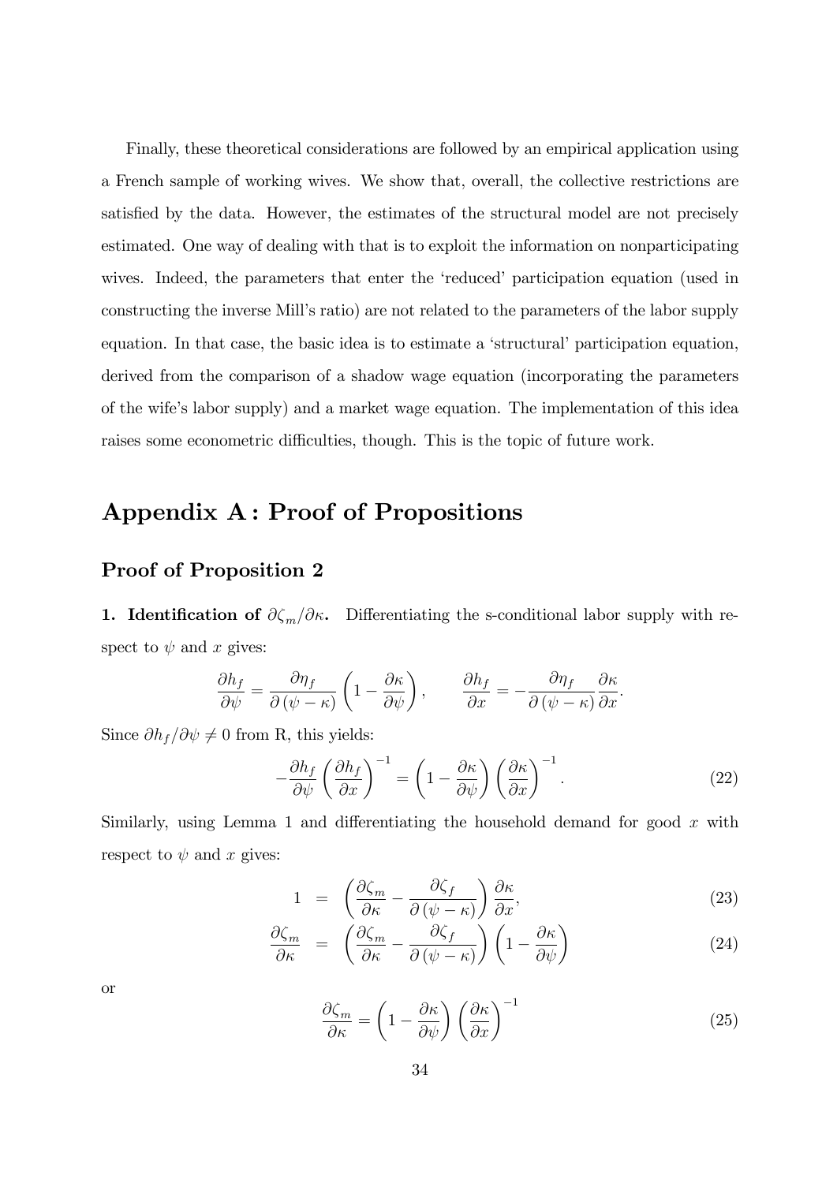Finally, these theoretical considerations are followed by an empirical application using a French sample of working wives. We show that, overall, the collective restrictions are satisfied by the data. However, the estimates of the structural model are not precisely estimated. One way of dealing with that is to exploit the information on nonparticipating wives. Indeed, the parameters that enter the 'reduced' participation equation (used in constructing the inverse Mill's ratio) are not related to the parameters of the labor supply equation. In that case, the basic idea is to estimate a 'structural' participation equation, derived from the comparison of a shadow wage equation (incorporating the parameters of the wife's labor supply) and a market wage equation. The implementation of this idea raises some econometric difficulties, though. This is the topic of future work.

# Appendix A : Proof of Propositions

## Proof of Proposition 2

**1. Identification of $\partial\zeta_m/\partial\kappa$.** Differentiating the s-conditional labor supply with respect to $\psi$ and $x$ gives:

$$\frac{\partial h_f}{\partial \psi} = \frac{\partial \eta_f}{\partial (\psi - \kappa)} \left(1 - \frac{\partial \kappa}{\partial \psi}\right), \qquad \frac{\partial h_f}{\partial x} = -\frac{\partial \eta_f}{\partial (\psi - \kappa)} \frac{\partial \kappa}{\partial x}.$$

Since $\partial h_f/\partial\psi \neq 0$ from R, this yields:

$$-\frac{\partial h_f}{\partial \psi} \left(\frac{\partial h_f}{\partial x}\right)^{-1} = \left(1 - \frac{\partial \kappa}{\partial \psi}\right) \left(\frac{\partial \kappa}{\partial x}\right)^{-1}. \tag{22}$$

Similarly, using Lemma 1 and differentiating the household demand for good $x$ with respect to $\psi$ and $x$ gives:

$$1 = \left(\frac{\partial \zeta_m}{\partial \kappa} - \frac{\partial \zeta_f}{\partial (\psi - \kappa)}\right) \frac{\partial \kappa}{\partial x}, \tag{23}$$

$$\frac{\partial \zeta_m}{\partial \kappa} = \left(\frac{\partial \zeta_m}{\partial \kappa} - \frac{\partial \zeta_f}{\partial (\psi - \kappa)}\right) \left(1 - \frac{\partial \kappa}{\partial \psi}\right) \tag{24}$$

or

$$\frac{\partial \zeta_m}{\partial \kappa} = \left(1 - \frac{\partial \kappa}{\partial \psi}\right) \left(\frac{\partial \kappa}{\partial x}\right)^{-1} \tag{25}$$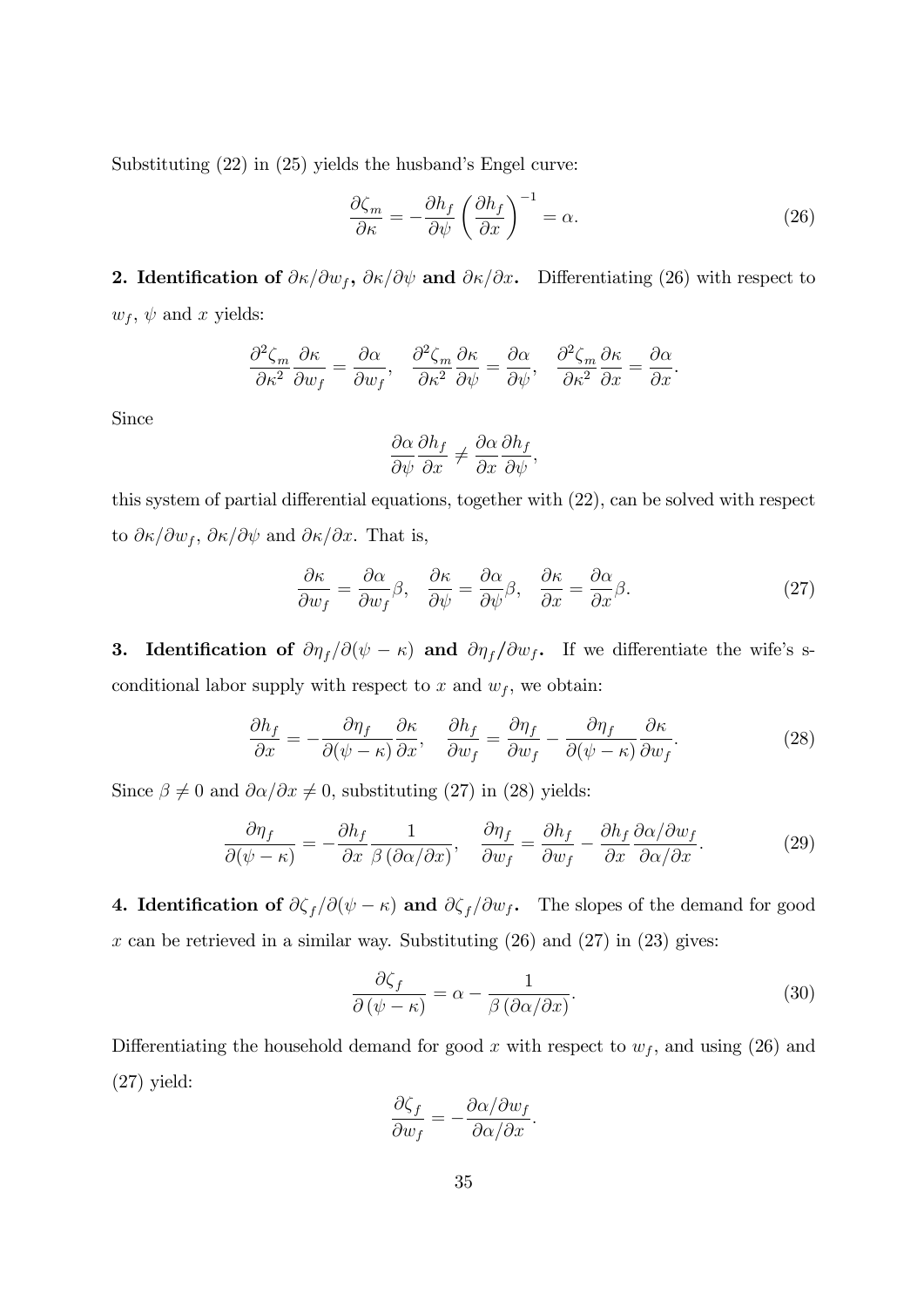Substituting (22) in (25) yields the husband's Engel curve:

$$\frac{\partial \zeta_m}{\partial \kappa} = -\frac{\partial h_f}{\partial \psi}\left(\frac{\partial h_f}{\partial x}\right)^{-1} = \alpha. \tag{26}$$

**2. Identification of $\partial\kappa/\partial w_f$, $\partial\kappa/\partial\psi$ and $\partial\kappa/\partial x$.** Differentiating (26) with respect to $w_f$, $\psi$ and $x$ yields:

$$\frac{\partial^2 \zeta_m}{\partial \kappa^2}\frac{\partial \kappa}{\partial w_f} = \frac{\partial \alpha}{\partial w_f}, \quad \frac{\partial^2 \zeta_m}{\partial \kappa^2}\frac{\partial \kappa}{\partial \psi} = \frac{\partial \alpha}{\partial \psi}, \quad \frac{\partial^2 \zeta_m}{\partial \kappa^2}\frac{\partial \kappa}{\partial x} = \frac{\partial \alpha}{\partial x}.$$

Since

$$\frac{\partial \alpha}{\partial \psi}\frac{\partial h_f}{\partial x} \neq \frac{\partial \alpha}{\partial x}\frac{\partial h_f}{\partial \psi},$$

this system of partial differential equations, together with (22), can be solved with respect to $\partial\kappa/\partial w_f$, $\partial\kappa/\partial\psi$ and $\partial\kappa/\partial x$. That is,

$$\frac{\partial \kappa}{\partial w_f} = \frac{\partial \alpha}{\partial w_f}\beta, \quad \frac{\partial \kappa}{\partial \psi} = \frac{\partial \alpha}{\partial \psi}\beta, \quad \frac{\partial \kappa}{\partial x} = \frac{\partial \alpha}{\partial x}\beta. \tag{27}$$

**3. Identification of $\partial\eta_f/\partial(\psi-\kappa)$ and $\partial\eta_f/\partial w_f$.** If we differentiate the wife's s-conditional labor supply with respect to $x$ and $w_f$, we obtain:

$$\frac{\partial h_f}{\partial x} = -\frac{\partial \eta_f}{\partial(\psi-\kappa)}\frac{\partial \kappa}{\partial x}, \quad \frac{\partial h_f}{\partial w_f} = \frac{\partial \eta_f}{\partial w_f} - \frac{\partial \eta_f}{\partial(\psi-\kappa)}\frac{\partial \kappa}{\partial w_f}. \tag{28}$$

Since $\beta \neq 0$ and $\partial\alpha/\partial x \neq 0$, substituting (27) in (28) yields:

$$\frac{\partial \eta_f}{\partial(\psi-\kappa)} = -\frac{\partial h_f}{\partial x}\frac{1}{\beta\left(\partial\alpha/\partial x\right)}, \quad \frac{\partial \eta_f}{\partial w_f} = \frac{\partial h_f}{\partial w_f} - \frac{\partial h_f}{\partial x}\frac{\partial\alpha/\partial w_f}{\partial\alpha/\partial x}. \tag{29}$$

**4. Identification of $\partial\zeta_f/\partial(\psi-\kappa)$ and $\partial\zeta_f/\partial w_f$.** The slopes of the demand for good $x$ can be retrieved in a similar way. Substituting (26) and (27) in (23) gives:

$$\frac{\partial \zeta_f}{\partial\left(\psi-\kappa\right)} = \alpha - \frac{1}{\beta\left(\partial\alpha/\partial x\right)}. \tag{30}$$

Differentiating the household demand for good $x$ with respect to $w_f$, and using (26) and (27) yield:

$$\frac{\partial \zeta_f}{\partial w_f} = -\frac{\partial\alpha/\partial w_f}{\partial\alpha/\partial x}.$$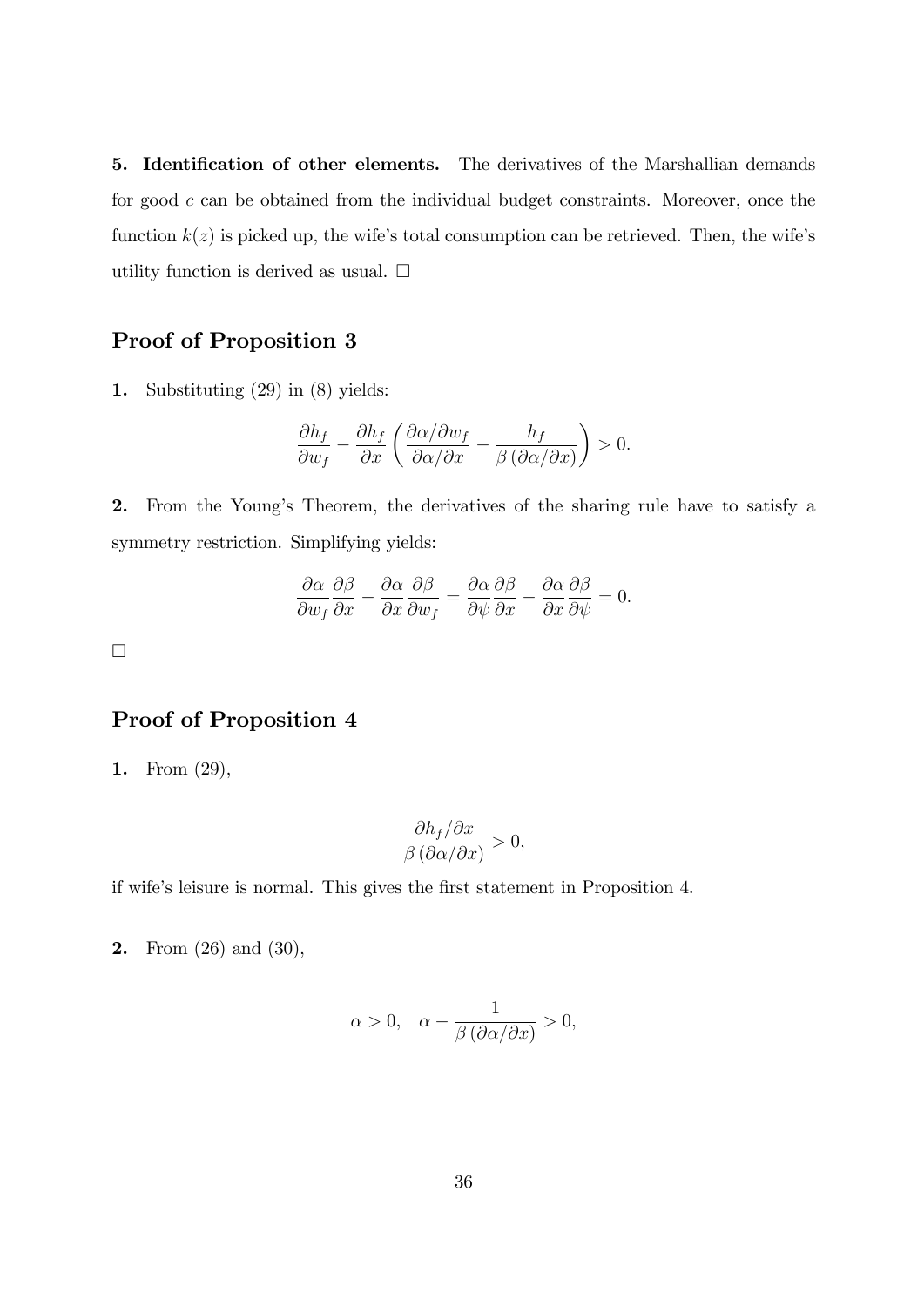**5. Identification of other elements.** The derivatives of the Marshallian demands for good $c$ can be obtained from the individual budget constraints. Moreover, once the function $k(z)$ is picked up, the wife's total consumption can be retrieved. Then, the wife's utility function is derived as usual. $\square$

## Proof of Proposition 3

**1.** Substituting (29) in (8) yields:

$$\frac{\partial h_f}{\partial w_f} - \frac{\partial h_f}{\partial x}\left(\frac{\partial \alpha/\partial w_f}{\partial \alpha/\partial x} - \frac{h_f}{\beta\left(\partial \alpha/\partial x\right)}\right) > 0.$$

**2.** From the Young's Theorem, the derivatives of the sharing rule have to satisfy a symmetry restriction. Simplifying yields:

$$\frac{\partial \alpha}{\partial w_f}\frac{\partial \beta}{\partial x} - \frac{\partial \alpha}{\partial x}\frac{\partial \beta}{\partial w_f} = \frac{\partial \alpha}{\partial \psi}\frac{\partial \beta}{\partial x} - \frac{\partial \alpha}{\partial x}\frac{\partial \beta}{\partial \psi} = 0.$$

$\square$

## Proof of Proposition 4

**1.** From (29),

$$\frac{\partial h_f/\partial x}{\beta\left(\partial \alpha/\partial x\right)} > 0,$$

if wife's leisure is normal. This gives the first statement in Proposition 4.

**2.** From (26) and (30),

$$\alpha > 0, \quad \alpha - \frac{1}{\beta\left(\partial \alpha/\partial x\right)} > 0,$$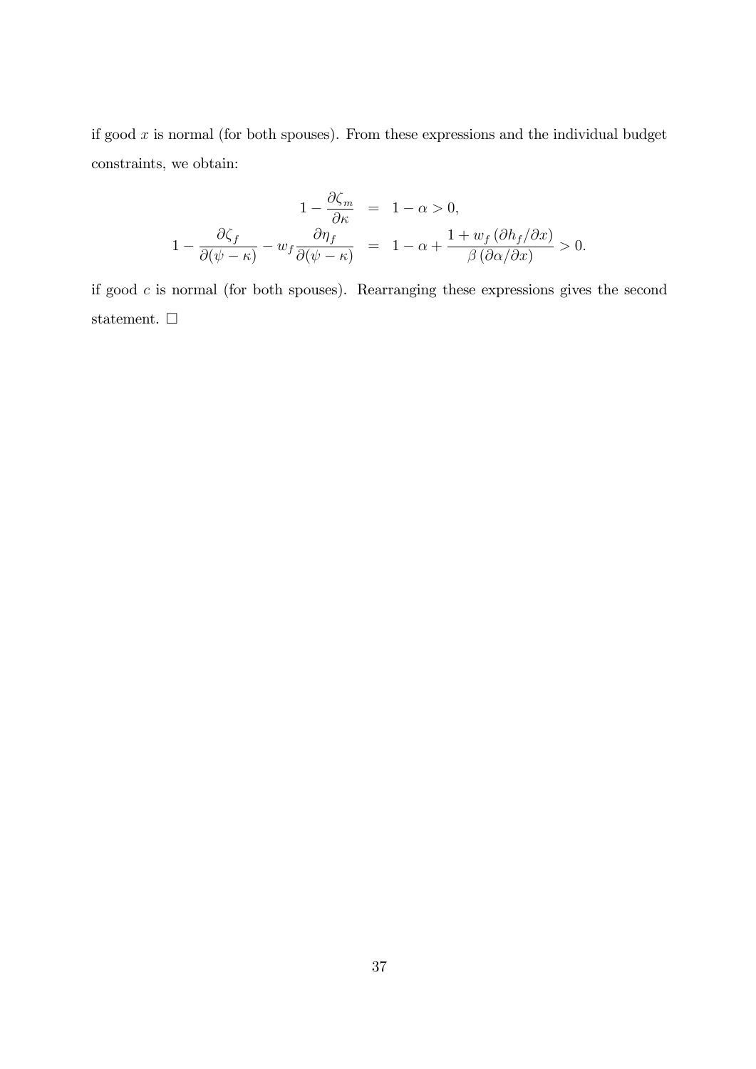if good $x$ is normal (for both spouses). From these expressions and the individual budget constraints, we obtain:

$$
\begin{aligned}
1 - \frac{\partial \zeta_m}{\partial \kappa} &= 1 - \alpha > 0, \\
1 - \frac{\partial \zeta_f}{\partial (\psi - \kappa)} - w_f \frac{\partial \eta_f}{\partial (\psi - \kappa)} &= 1 - \alpha + \frac{1 + w_f \left(\partial h_f / \partial x\right)}{\beta \left(\partial \alpha / \partial x\right)} > 0.
\end{aligned}
$$

if good $c$ is normal (for both spouses). Rearranging these expressions gives the second statement. □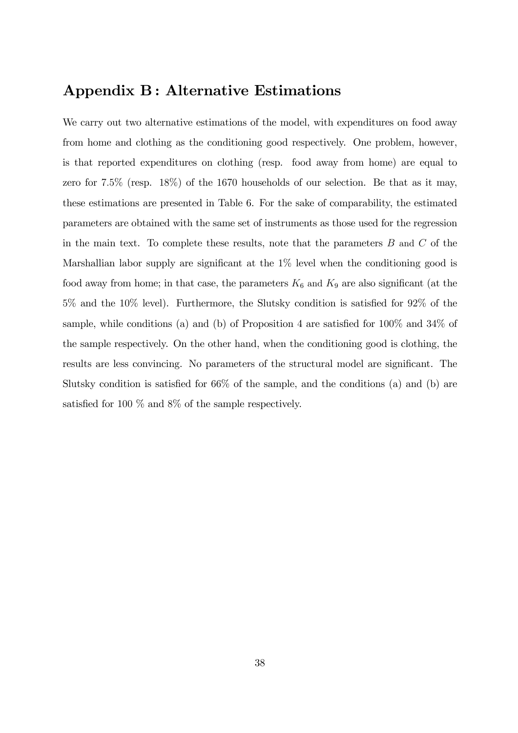## Appendix B : Alternative Estimations

We carry out two alternative estimations of the model, with expenditures on food away from home and clothing as the conditioning good respectively. One problem, however, is that reported expenditures on clothing (resp. food away from home) are equal to zero for 7.5% (resp. 18%) of the 1670 households of our selection. Be that as it may, these estimations are presented in Table 6. For the sake of comparability, the estimated parameters are obtained with the same set of instruments as those used for the regression in the main text. To complete these results, note that the parameters $B$ and $C$ of the Marshallian labor supply are significant at the 1% level when the conditioning good is food away from home; in that case, the parameters $K_6$ and $K_9$ are also significant (at the 5% and the 10% level). Furthermore, the Slutsky condition is satisfied for 92% of the sample, while conditions (a) and (b) of Proposition 4 are satisfied for 100% and 34% of the sample respectively. On the other hand, when the conditioning good is clothing, the results are less convincing. No parameters of the structural model are significant. The Slutsky condition is satisfied for 66% of the sample, and the conditions (a) and (b) are satisfied for 100 % and 8% of the sample respectively.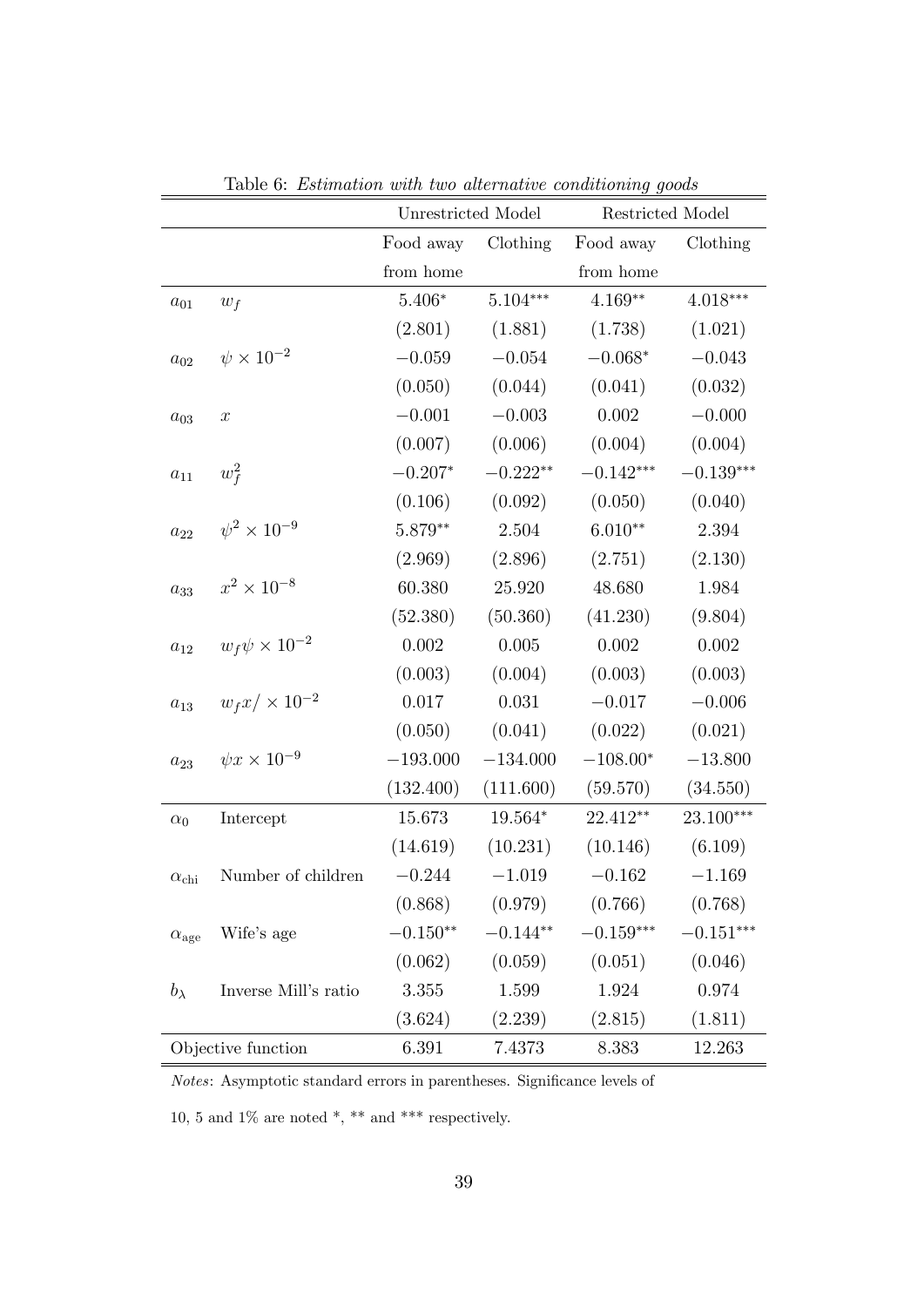Table 6: *Estimation with two alternative conditioning goods*

| | | Unrestricted Model | | Restricted Model | |
|---|---|---|---|---|---|
| | | Food away from home | Clothing | Food away from home | Clothing |
| $a_{01}$ | $w_f$ | $5.406^{*}$ | $5.104^{***}$ | $4.169^{**}$ | $4.018^{***}$ |
| | | (2.801) | (1.881) | (1.738) | (1.021) |
| $a_{02}$ | $\psi \times 10^{-2}$ | $-0.059$ | $-0.054$ | $-0.068^{*}$ | $-0.043$ |
| | | (0.050) | (0.044) | (0.041) | (0.032) |
| $a_{03}$ | $x$ | $-0.001$ | $-0.003$ | 0.002 | $-0.000$ |
| | | (0.007) | (0.006) | (0.004) | (0.004) |
| $a_{11}$ | $w_f^2$ | $-0.207^{*}$ | $-0.222^{**}$ | $-0.142^{***}$ | $-0.139^{***}$ |
| | | (0.106) | (0.092) | (0.050) | (0.040) |
| $a_{22}$ | $\psi^2 \times 10^{-9}$ | $5.879^{**}$ | 2.504 | $6.010^{**}$ | 2.394 |
| | | (2.969) | (2.896) | (2.751) | (2.130) |
| $a_{33}$ | $x^2 \times 10^{-8}$ | 60.380 | 25.920 | 48.680 | 1.984 |
| | | (52.380) | (50.360) | (41.230) | (9.804) |
| $a_{12}$ | $w_f \psi \times 10^{-2}$ | 0.002 | 0.005 | 0.002 | 0.002 |
| | | (0.003) | (0.004) | (0.003) | (0.003) |
| $a_{13}$ | $w_f x / \times 10^{-2}$ | 0.017 | 0.031 | $-0.017$ | $-0.006$ |
| | | (0.050) | (0.041) | (0.022) | (0.021) |
| $a_{23}$ | $\psi x \times 10^{-9}$ | $-193.000$ | $-134.000$ | $-108.00^{*}$ | $-13.800$ |
| | | (132.400) | (111.600) | (59.570) | (34.550) |
| $\alpha_0$ | Intercept | 15.673 | $19.564^{*}$ | $22.412^{**}$ | $23.100^{***}$ |
| | | (14.619) | (10.231) | (10.146) | (6.109) |
| $\alpha_{\text{chi}}$ | Number of children | $-0.244$ | $-1.019$ | $-0.162$ | $-1.169$ |
| | | (0.868) | (0.979) | (0.766) | (0.768) |
| $\alpha_{\text{age}}$ | Wife's age | $-0.150^{**}$ | $-0.144^{**}$ | $-0.159^{***}$ | $-0.151^{***}$ |
| | | (0.062) | (0.059) | (0.051) | (0.046) |
| $b_\lambda$ | Inverse Mill's ratio | 3.355 | 1.599 | 1.924 | 0.974 |
| | | (3.624) | (2.239) | (2.815) | (1.811) |
| Objective function | | 6.391 | 7.4373 | 8.383 | 12.263 |

*Notes*: Asymptotic standard errors in parentheses. Significance levels of 10, 5 and 1% are noted *, ** and *** respectively.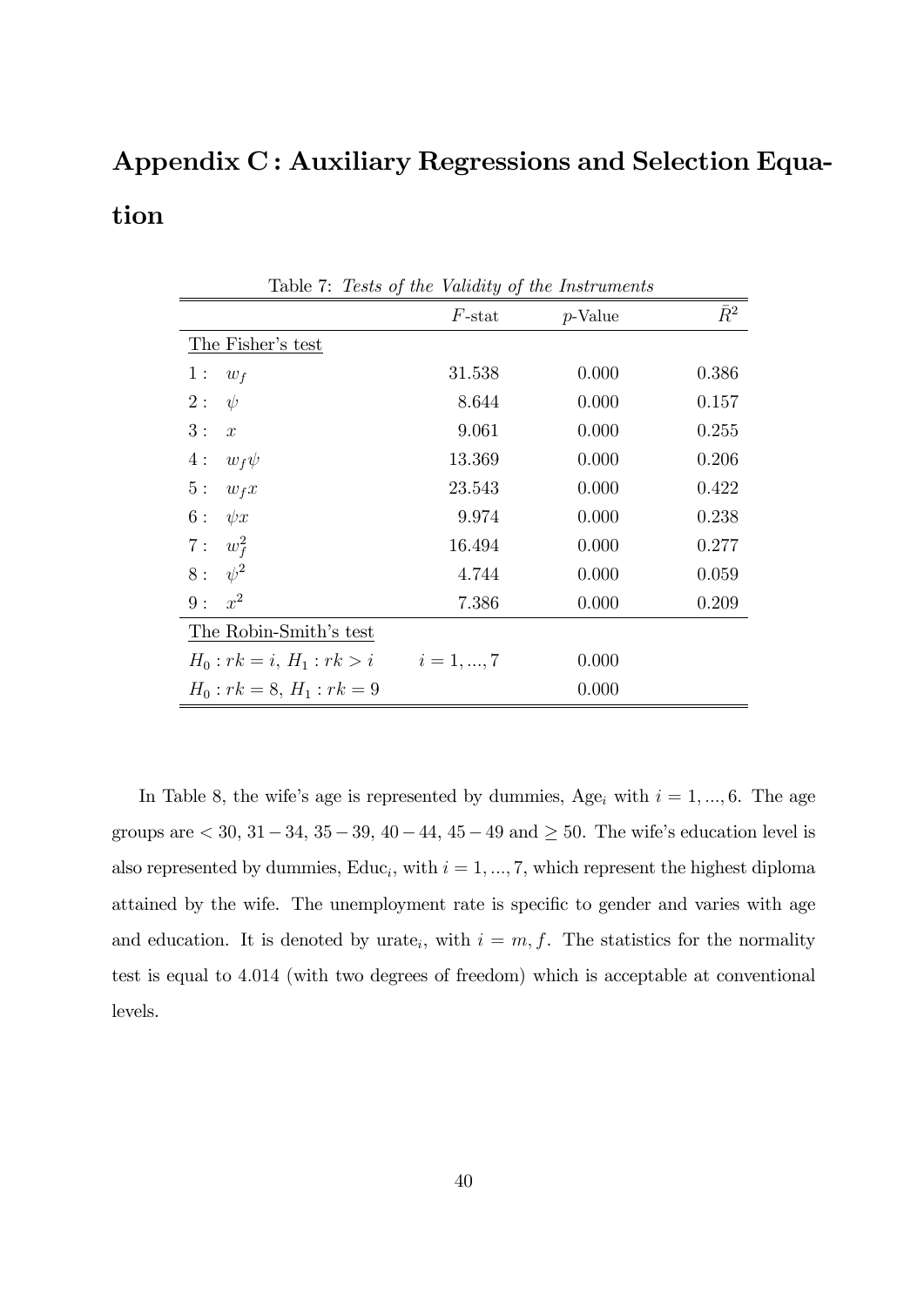# Appendix C : Auxiliary Regressions and Selection Equation

Table 7: *Tests of the Validity of the Instruments*

| | $F$-stat | $p$-Value | $\bar{R}^2$ |
|---|---|---|---|
| The Fisher's test | | | |
| $1: \quad w_f$ | 31.538 | 0.000 | 0.386 |
| $2: \quad \psi$ | 8.644 | 0.000 | 0.157 |
| $3: \quad x$ | 9.061 | 0.000 | 0.255 |
| $4: \quad w_f \psi$ | 13.369 | 0.000 | 0.206 |
| $5: \quad w_f x$ | 23.543 | 0.000 | 0.422 |
| $6: \quad \psi x$ | 9.974 | 0.000 | 0.238 |
| $7: \quad w_f^2$ | 16.494 | 0.000 | 0.277 |
| $8: \quad \psi^2$ | 4.744 | 0.000 | 0.059 |
| $9: \quad x^2$ | 7.386 | 0.000 | 0.209 |
| The Robin-Smith's test | | | |
| $H_0 : rk = i,\ H_1 : rk > i$ | $i = 1, ..., 7$ | 0.000 | |
| $H_0 : rk = 8,\ H_1 : rk = 9$ | | 0.000 | |

In Table 8, the wife's age is represented by dummies, $\text{Age}_i$ with $i = 1, ..., 6$. The age groups are $< 30$, $31 - 34$, $35 - 39$, $40 - 44$, $45 - 49$ and $\geq 50$. The wife's education level is also represented by dummies, $\text{Educ}_i$, with $i = 1, ..., 7$, which represent the highest diploma attained by the wife. The unemployment rate is specific to gender and varies with age and education. It is denoted by $\text{urate}_i$, with $i = m, f$. The statistics for the normality test is equal to 4.014 (with two degrees of freedom) which is acceptable at conventional levels.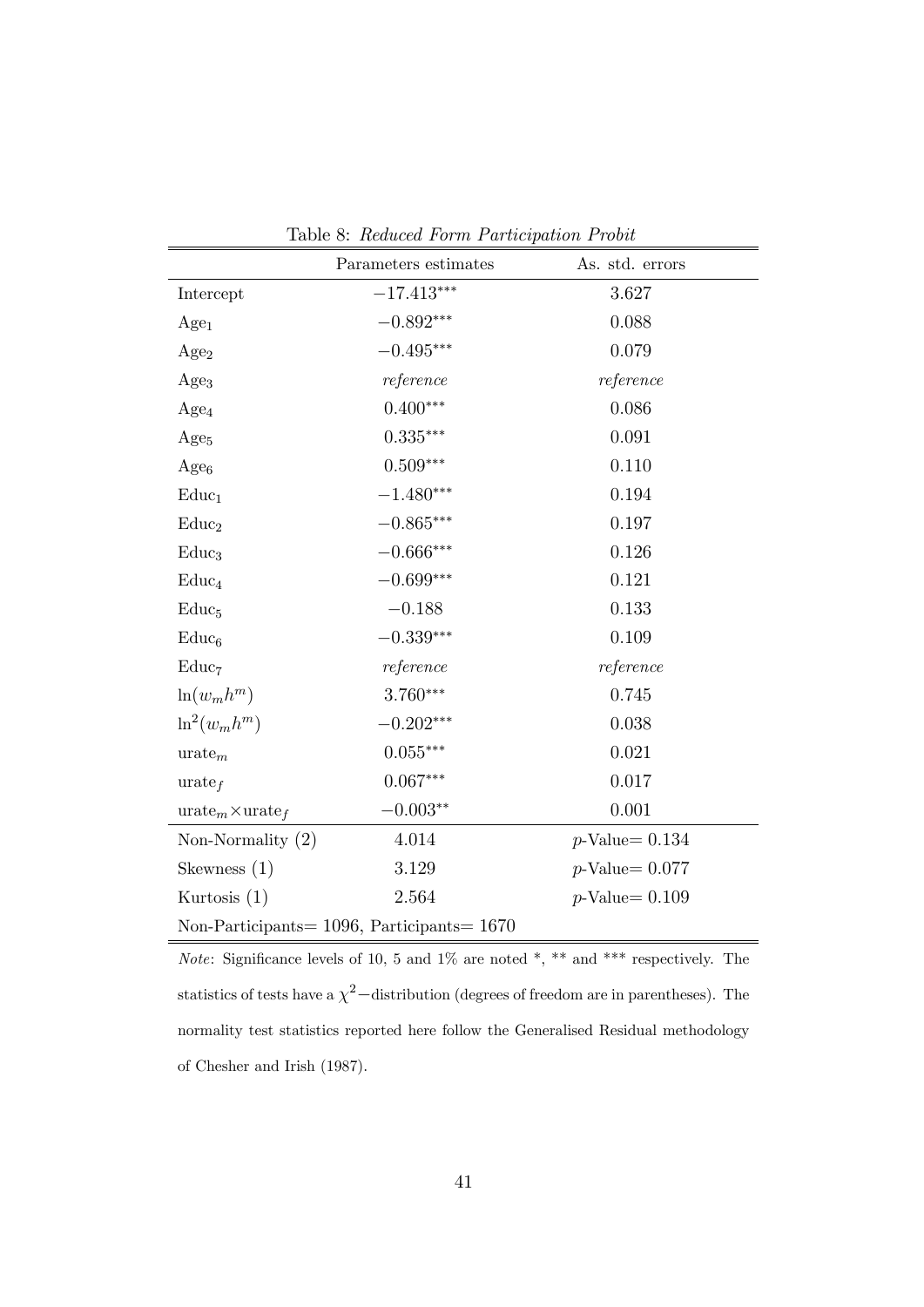Table 8: *Reduced Form Participation Probit*

| | Parameters estimates | As. std. errors |
|---|---|---|
| Intercept | $-17.413^{***}$ | 3.627 |
| $\text{Age}_1$ | $-0.892^{***}$ | 0.088 |
| $\text{Age}_2$ | $-0.495^{***}$ | 0.079 |
| $\text{Age}_3$ | *reference* | *reference* |
| $\text{Age}_4$ | $0.400^{***}$ | 0.086 |
| $\text{Age}_5$ | $0.335^{***}$ | 0.091 |
| $\text{Age}_6$ | $0.509^{***}$ | 0.110 |
| $\text{Educ}_1$ | $-1.480^{***}$ | 0.194 |
| $\text{Educ}_2$ | $-0.865^{***}$ | 0.197 |
| $\text{Educ}_3$ | $-0.666^{***}$ | 0.126 |
| $\text{Educ}_4$ | $-0.699^{***}$ | 0.121 |
| $\text{Educ}_5$ | $-0.188$ | 0.133 |
| $\text{Educ}_6$ | $-0.339^{***}$ | 0.109 |
| $\text{Educ}_7$ | *reference* | *reference* |
| $\ln(w_m h^m)$ | $3.760^{***}$ | 0.745 |
| $\ln^2(w_m h^m)$ | $-0.202^{***}$ | 0.038 |
| $\text{urate}_m$ | $0.055^{***}$ | 0.021 |
| $\text{urate}_f$ | $0.067^{***}$ | 0.017 |
| $\text{urate}_m \times \text{urate}_f$ | $-0.003^{**}$ | 0.001 |
| Non-Normality (2) | 4.014 | $p$-Value= 0.134 |
| Skewness (1) | 3.129 | $p$-Value= 0.077 |
| Kurtosis (1) | 2.564 | $p$-Value= 0.109 |
| Non-Participants= 1096, Participants= 1670 | | |

*Note*: Significance levels of 10, 5 and 1% are noted *, ** and *** respectively. The statistics of tests have a $\chi^2-$distribution (degrees of freedom are in parentheses). The normality test statistics reported here follow the Generalised Residual methodology of Chesher and Irish (1987).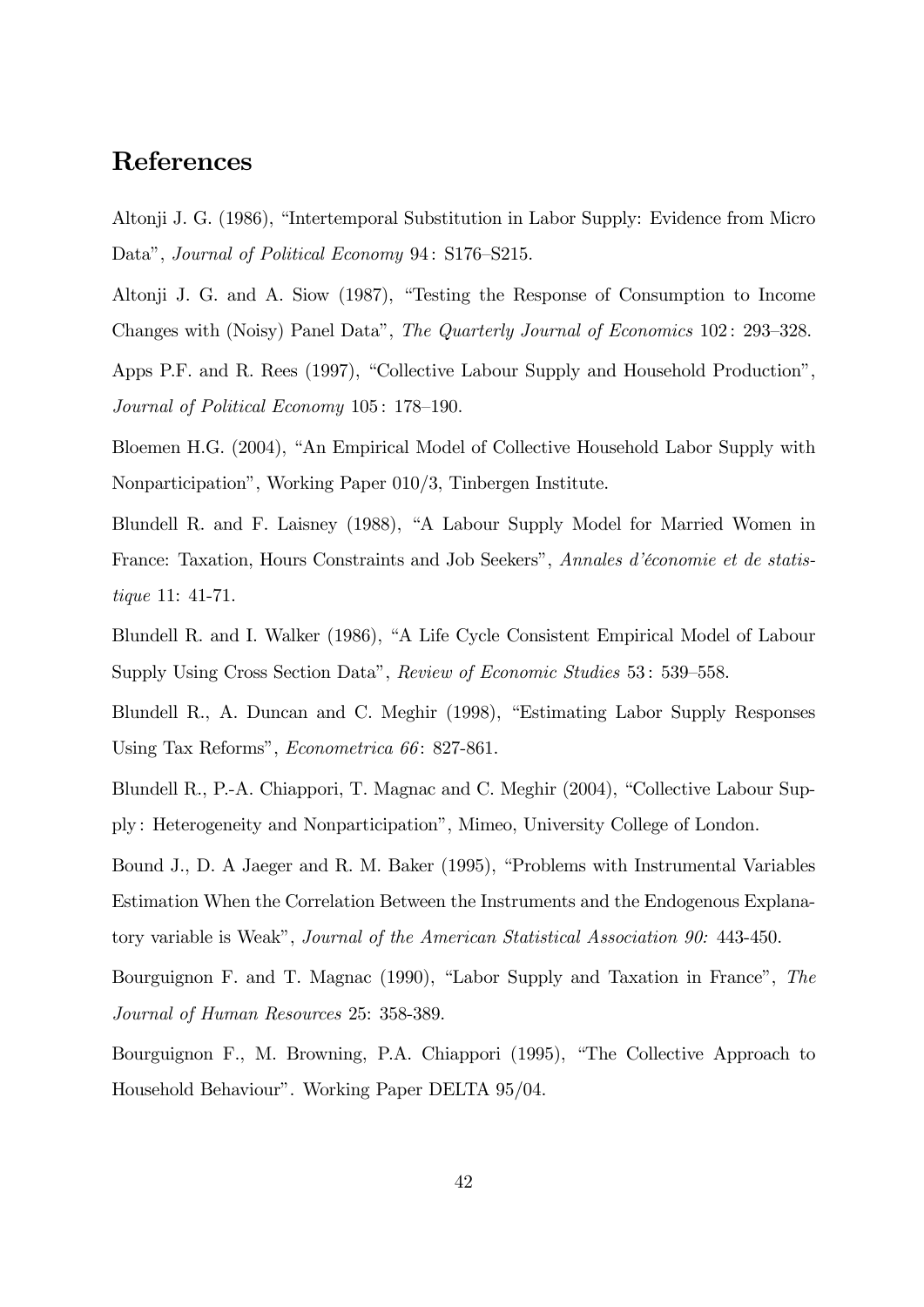## References

Altonji J. G. (1986), "Intertemporal Substitution in Labor Supply: Evidence from Micro Data", *Journal of Political Economy* 94 : S176–S215.

Altonji J. G. and A. Siow (1987), "Testing the Response of Consumption to Income Changes with (Noisy) Panel Data", *The Quarterly Journal of Economics* 102 : 293–328.

Apps P.F. and R. Rees (1997), "Collective Labour Supply and Household Production", *Journal of Political Economy* 105 : 178–190.

Bloemen H.G. (2004), "An Empirical Model of Collective Household Labor Supply with Nonparticipation", Working Paper 010/3, Tinbergen Institute.

Blundell R. and F. Laisney (1988), "A Labour Supply Model for Married Women in France: Taxation, Hours Constraints and Job Seekers", *Annales d'économie et de statistique* 11: 41-71.

Blundell R. and I. Walker (1986), "A Life Cycle Consistent Empirical Model of Labour Supply Using Cross Section Data", *Review of Economic Studies* 53 : 539–558.

Blundell R., A. Duncan and C. Meghir (1998), "Estimating Labor Supply Responses Using Tax Reforms", *Econometrica 66*: 827-861.

Blundell R., P.-A. Chiappori, T. Magnac and C. Meghir (2004), "Collective Labour Supply : Heterogeneity and Nonparticipation", Mimeo, University College of London.

Bound J., D. A Jaeger and R. M. Baker (1995), "Problems with Instrumental Variables Estimation When the Correlation Between the Instruments and the Endogenous Explanatory variable is Weak", *Journal of the American Statistical Association 90:* 443-450.

Bourguignon F. and T. Magnac (1990), "Labor Supply and Taxation in France", *The Journal of Human Resources* 25: 358-389.

Bourguignon F., M. Browning, P.A. Chiappori (1995), "The Collective Approach to Household Behaviour". Working Paper DELTA 95/04.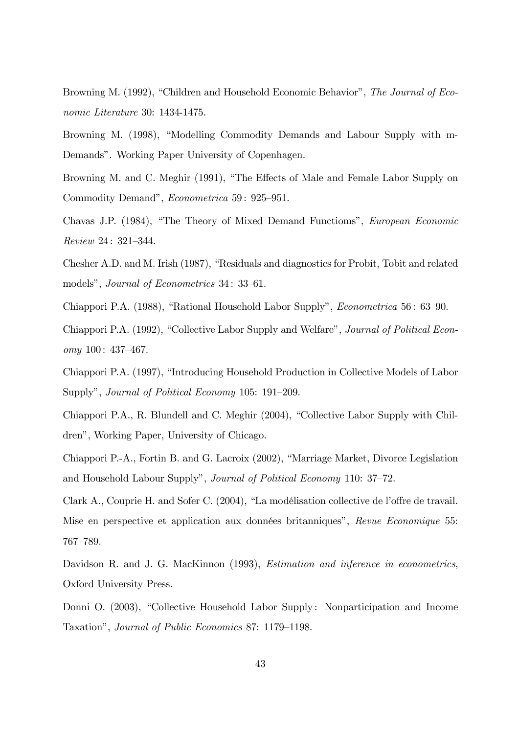Browning M. (1992), "Children and Household Economic Behavior", *The Journal of Economic Literature* 30: 1434-1475.

Browning M. (1998), "Modelling Commodity Demands and Labour Supply with m-Demands". Working Paper University of Copenhagen.

Browning M. and C. Meghir (1991), "The Effects of Male and Female Labor Supply on Commodity Demand", *Econometrica* 59 : 925–951.

Chavas J.P. (1984), "The Theory of Mixed Demand Functioms", *European Economic Review* 24 : 321–344.

Chesher A.D. and M. Irish (1987), "Residuals and diagnostics for Probit, Tobit and related models", *Journal of Econometrics* 34 : 33–61.

Chiappori P.A. (1988), "Rational Household Labor Supply", *Econometrica* 56 : 63–90.

Chiappori P.A. (1992), "Collective Labor Supply and Welfare", *Journal of Political Economy* 100 : 437–467.

Chiappori P.A. (1997), "Introducing Household Production in Collective Models of Labor Supply", *Journal of Political Economy* 105: 191–209.

Chiappori P.A., R. Blundell and C. Meghir (2004), "Collective Labor Supply with Children", Working Paper, University of Chicago.

Chiappori P.-A., Fortin B. and G. Lacroix (2002), "Marriage Market, Divorce Legislation and Household Labour Supply", *Journal of Political Economy* 110: 37–72.

Clark A., Couprie H. and Sofer C. (2004), "La modélisation collective de l'offre de travail. Mise en perspective et application aux données britanniques", *Revue Economique* 55: 767–789.

Davidson R. and J. G. MacKinnon (1993), *Estimation and inference in econometrics*, Oxford University Press.

Donni O. (2003), "Collective Household Labor Supply : Nonparticipation and Income Taxation", *Journal of Public Economics* 87: 1179–1198.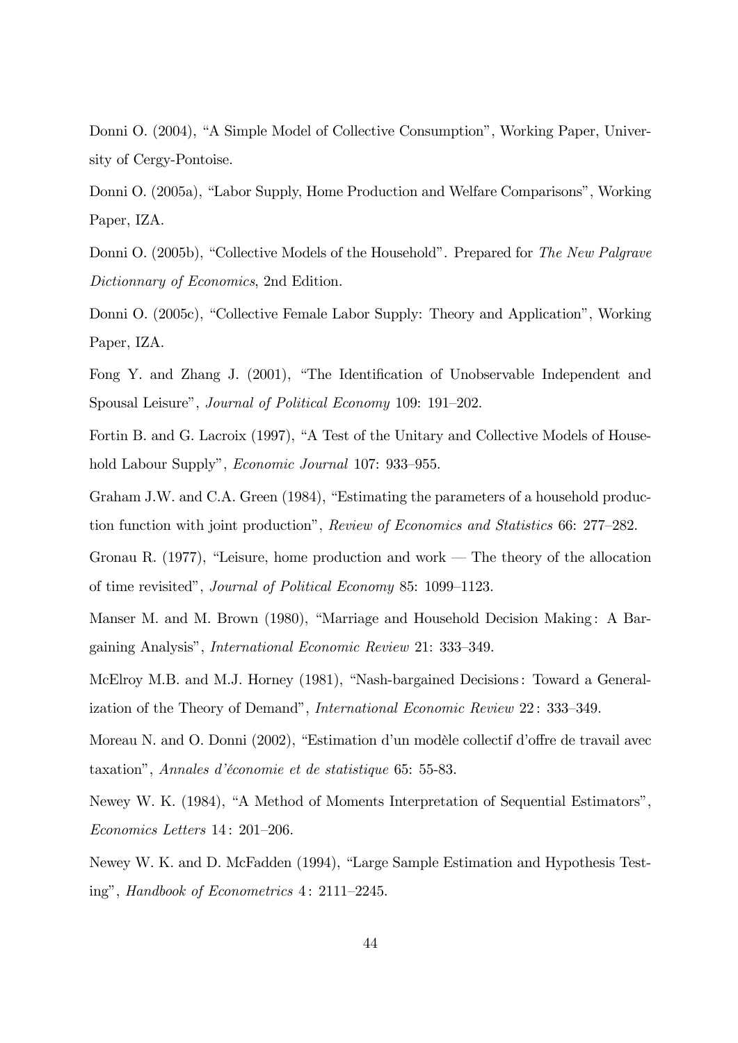Donni O. (2004), "A Simple Model of Collective Consumption", Working Paper, University of Cergy-Pontoise.

Donni O. (2005a), "Labor Supply, Home Production and Welfare Comparisons", Working Paper, IZA.

Donni O. (2005b), "Collective Models of the Household". Prepared for *The New Palgrave Dictionnary of Economics*, 2nd Edition.

Donni O. (2005c), "Collective Female Labor Supply: Theory and Application", Working Paper, IZA.

Fong Y. and Zhang J. (2001), "The Identification of Unobservable Independent and Spousal Leisure", *Journal of Political Economy* 109: 191–202.

Fortin B. and G. Lacroix (1997), "A Test of the Unitary and Collective Models of Household Labour Supply", *Economic Journal* 107: 933–955.

Graham J.W. and C.A. Green (1984), "Estimating the parameters of a household production function with joint production", *Review of Economics and Statistics* 66: 277–282.

Gronau R. (1977), "Leisure, home production and work — The theory of the allocation of time revisited", *Journal of Political Economy* 85: 1099–1123.

Manser M. and M. Brown (1980), "Marriage and Household Decision Making : A Bargaining Analysis", *International Economic Review* 21: 333–349.

McElroy M.B. and M.J. Horney (1981), "Nash-bargained Decisions : Toward a Generalization of the Theory of Demand", *International Economic Review* 22 : 333–349.

Moreau N. and O. Donni (2002), "Estimation d'un modèle collectif d'offre de travail avec taxation", *Annales d'économie et de statistique* 65: 55-83.

Newey W. K. (1984), "A Method of Moments Interpretation of Sequential Estimators", *Economics Letters* 14 : 201–206.

Newey W. K. and D. McFadden (1994), "Large Sample Estimation and Hypothesis Testing", *Handbook of Econometrics* 4 : 2111–2245.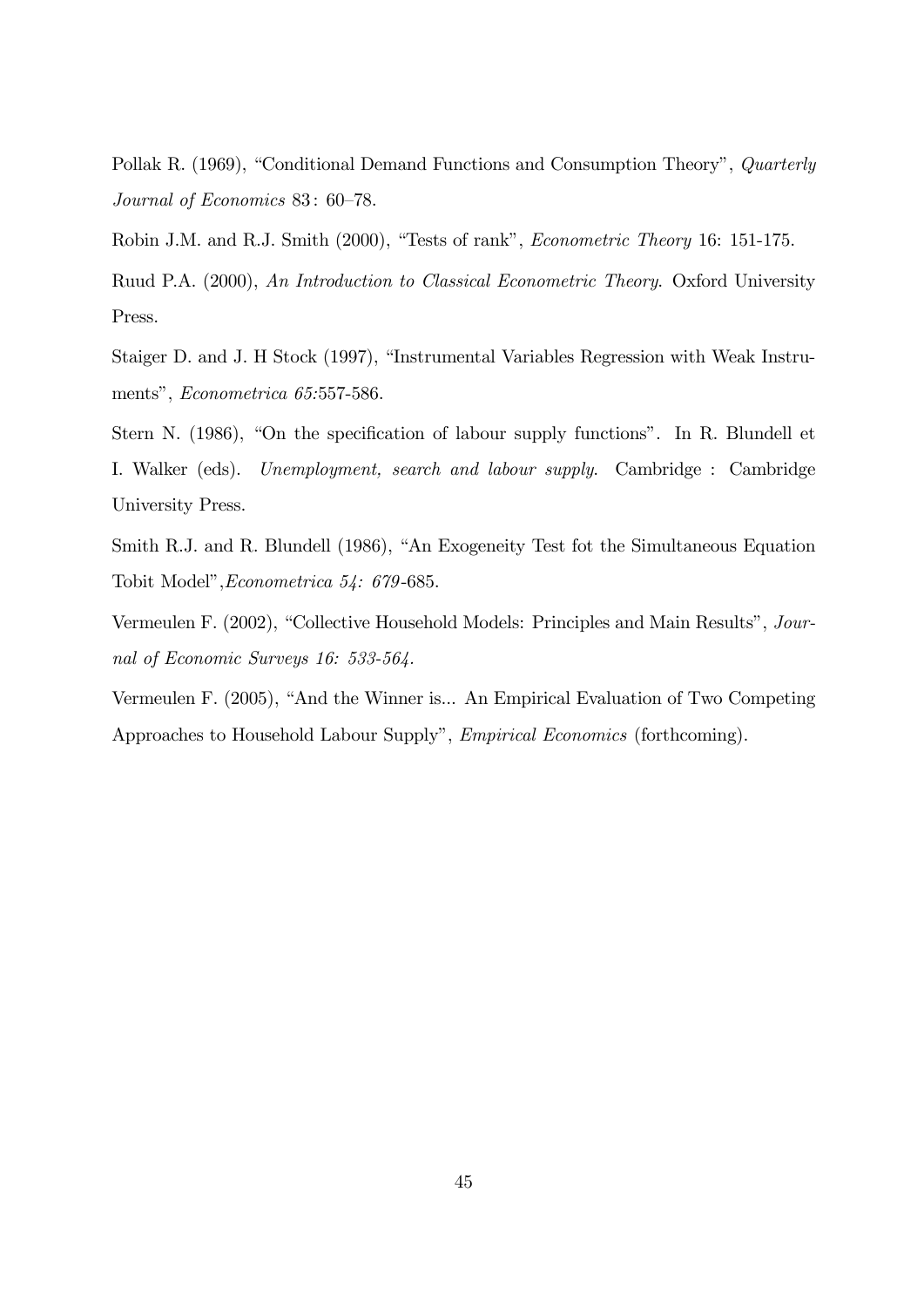Pollak R. (1969), "Conditional Demand Functions and Consumption Theory", *Quarterly Journal of Economics* 83 : 60–78.

Robin J.M. and R.J. Smith (2000), "Tests of rank", *Econometric Theory* 16: 151-175.

Ruud P.A. (2000), *An Introduction to Classical Econometric Theory*. Oxford University Press.

Staiger D. and J. H Stock (1997), "Instrumental Variables Regression with Weak Instruments", *Econometrica 65:*557-586.

Stern N. (1986), "On the specification of labour supply functions". In R. Blundell et I. Walker (eds). *Unemployment, search and labour supply*. Cambridge : Cambridge University Press.

Smith R.J. and R. Blundell (1986), "An Exogeneity Test fot the Simultaneous Equation Tobit Model",*Econometrica 54: 679*-685.

Vermeulen F. (2002), "Collective Household Models: Principles and Main Results", *Journal of Economic Surveys 16: 533-564.*

Vermeulen F. (2005), "And the Winner is... An Empirical Evaluation of Two Competing Approaches to Household Labour Supply", *Empirical Economics* (forthcoming).